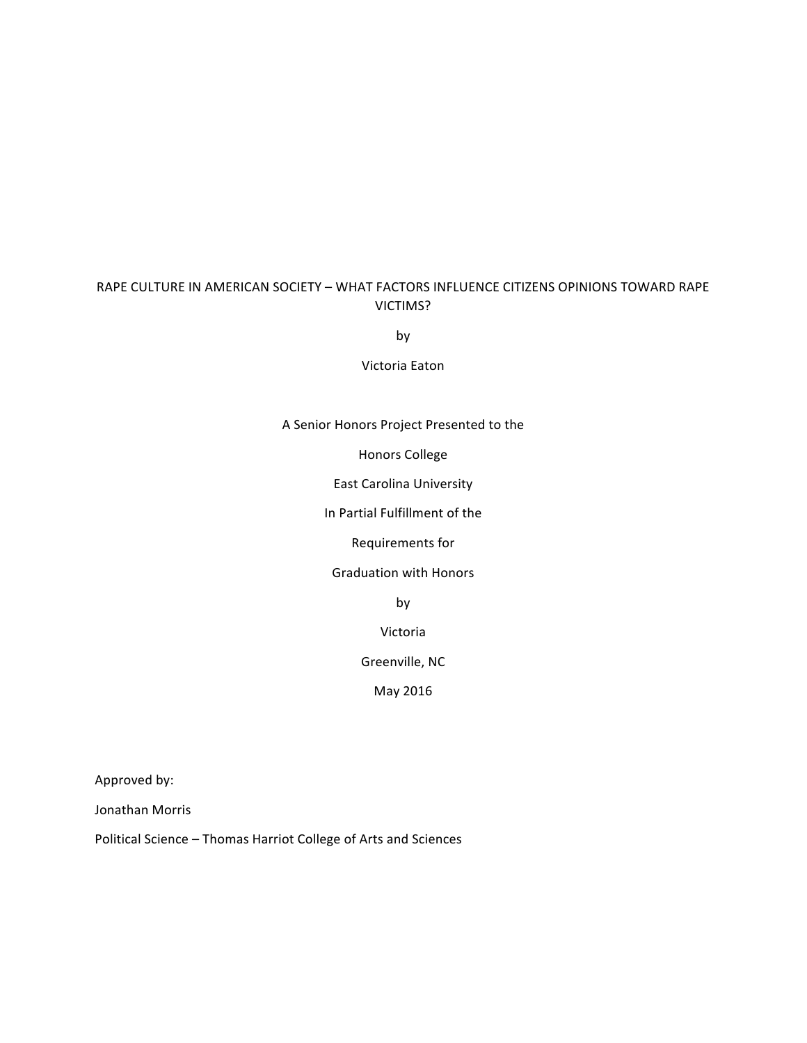# RAPE CULTURE IN AMERICAN SOCIETY – WHAT FACTORS INFLUENCE CITIZENS OPINIONS TOWARD RAPE VICTIMS?

by

Victoria Eaton

A Senior Honors Project Presented to the

Honors College

East Carolina University

In Partial Fulfillment of the

Requirements for

Graduation with Honors

by

Victoria

Greenville, NC

May 2016

Approved by:

Jonathan Morris

Political Science – Thomas Harriot College of Arts and Sciences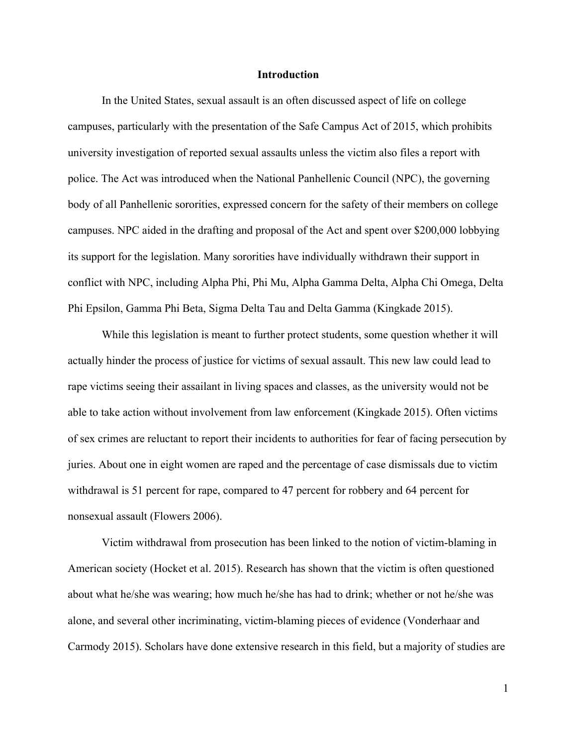# Introduction

In the United States, sexual assault is an often discussed aspect of life on college campuses, particularly with the presentation of the Safe Campus Act of 2015, which prohibits university investigation of reported sexual assaults unless the victim also files a report with police. The Act was introduced when the National Panhellenic Council (NPC), the governing body of all Panhellenic sororities, expressed concern for the safety of their members on college campuses. NPC aided in the drafting and proposal of the Act and spent over $200,000 lobbying its support for the legislation. Many sororities have individually withdrawn their support in conflict with NPC, including Alpha Phi, Phi Mu, Alpha Gamma Delta, Alpha Chi Omega, Delta Phi Epsilon, Gamma Phi Beta, Sigma Delta Tau and Delta Gamma (Kingkade 2015).

While this legislation is meant to further protect students, some question whether it will actually hinder the process of justice for victims of sexual assault. This new law could lead to rape victims seeing their assailant in living spaces and classes, as the university would not be able to take action without involvement from law enforcement (Kingkade 2015). Often victims of sex crimes are reluctant to report their incidents to authorities for fear of facing persecution by juries. About one in eight women are raped and the percentage of case dismissals due to victim withdrawal is 51 percent for rape, compared to 47 percent for robbery and 64 percent for nonsexual assault (Flowers 2006).

Victim withdrawal from prosecution has been linked to the notion of victim-blaming in American society (Hocket et al. 2015). Research has shown that the victim is often questioned about what he/she was wearing; how much he/she has had to drink; whether or not he/she was alone, and several other incriminating, victim-blaming pieces of evidence (Vonderhaar and Carmody 2015). Scholars have done extensive research in this field, but a majority of studies are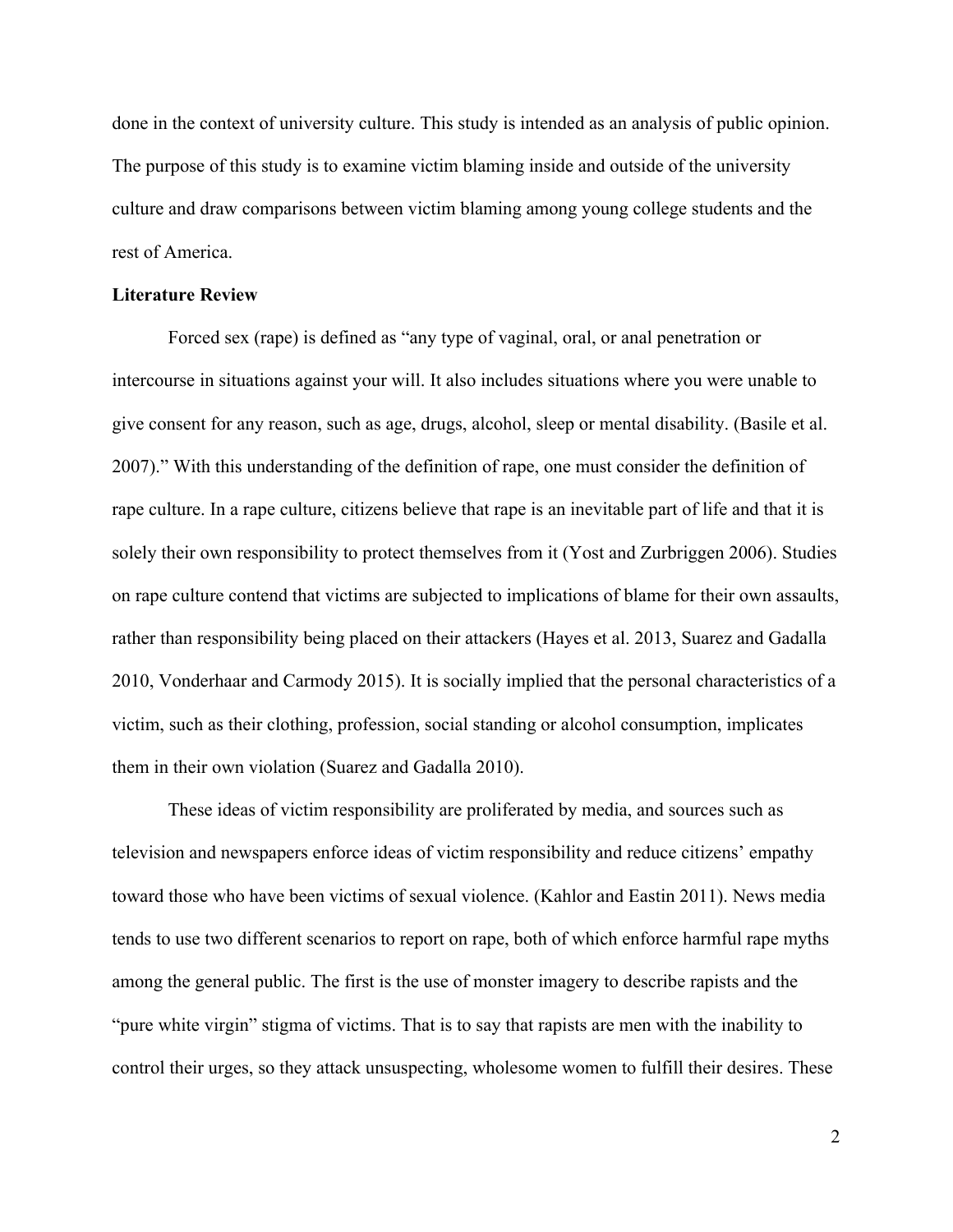done in the context of university culture. This study is intended as an analysis of public opinion. The purpose of this study is to examine victim blaming inside and outside of the university culture and draw comparisons between victim blaming among young college students and the rest of America.

**Literature Review**

Forced sex (rape) is defined as "any type of vaginal, oral, or anal penetration or intercourse in situations against your will. It also includes situations where you were unable to give consent for any reason, such as age, drugs, alcohol, sleep or mental disability. (Basile et al. 2007)." With this understanding of the definition of rape, one must consider the definition of rape culture. In a rape culture, citizens believe that rape is an inevitable part of life and that it is solely their own responsibility to protect themselves from it (Yost and Zurbriggen 2006). Studies on rape culture contend that victims are subjected to implications of blame for their own assaults, rather than responsibility being placed on their attackers (Hayes et al. 2013, Suarez and Gadalla 2010, Vonderhaar and Carmody 2015). It is socially implied that the personal characteristics of a victim, such as their clothing, profession, social standing or alcohol consumption, implicates them in their own violation (Suarez and Gadalla 2010).

These ideas of victim responsibility are proliferated by media, and sources such as television and newspapers enforce ideas of victim responsibility and reduce citizens' empathy toward those who have been victims of sexual violence. (Kahlor and Eastin 2011). News media tends to use two different scenarios to report on rape, both of which enforce harmful rape myths among the general public. The first is the use of monster imagery to describe rapists and the "pure white virgin" stigma of victims. That is to say that rapists are men with the inability to control their urges, so they attack unsuspecting, wholesome women to fulfill their desires. These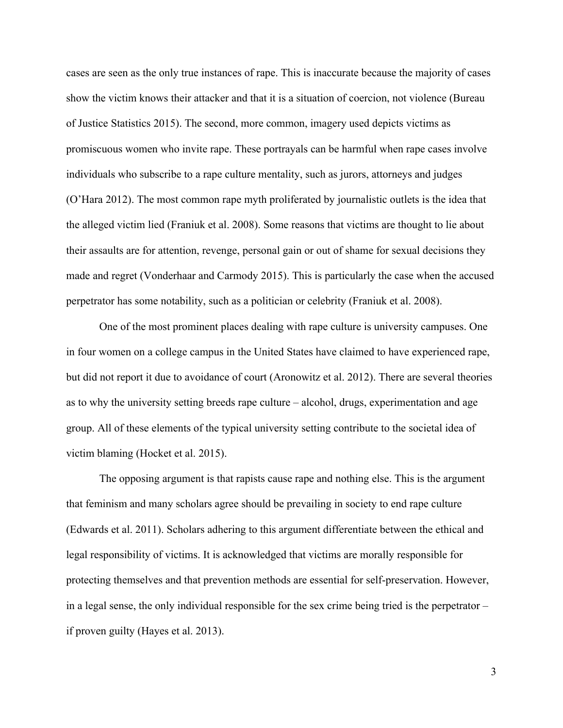cases are seen as the only true instances of rape. This is inaccurate because the majority of cases show the victim knows their attacker and that it is a situation of coercion, not violence (Bureau of Justice Statistics 2015). The second, more common, imagery used depicts victims as promiscuous women who invite rape. These portrayals can be harmful when rape cases involve individuals who subscribe to a rape culture mentality, such as jurors, attorneys and judges (O'Hara 2012). The most common rape myth proliferated by journalistic outlets is the idea that the alleged victim lied (Franiuk et al. 2008). Some reasons that victims are thought to lie about their assaults are for attention, revenge, personal gain or out of shame for sexual decisions they made and regret (Vonderhaar and Carmody 2015). This is particularly the case when the accused perpetrator has some notability, such as a politician or celebrity (Franiuk et al. 2008).

One of the most prominent places dealing with rape culture is university campuses. One in four women on a college campus in the United States have claimed to have experienced rape, but did not report it due to avoidance of court (Aronowitz et al. 2012). There are several theories as to why the university setting breeds rape culture – alcohol, drugs, experimentation and age group. All of these elements of the typical university setting contribute to the societal idea of victim blaming (Hocket et al. 2015).

The opposing argument is that rapists cause rape and nothing else. This is the argument that feminism and many scholars agree should be prevailing in society to end rape culture (Edwards et al. 2011). Scholars adhering to this argument differentiate between the ethical and legal responsibility of victims. It is acknowledged that victims are morally responsible for protecting themselves and that prevention methods are essential for self-preservation. However, in a legal sense, the only individual responsible for the sex crime being tried is the perpetrator – if proven guilty (Hayes et al. 2013).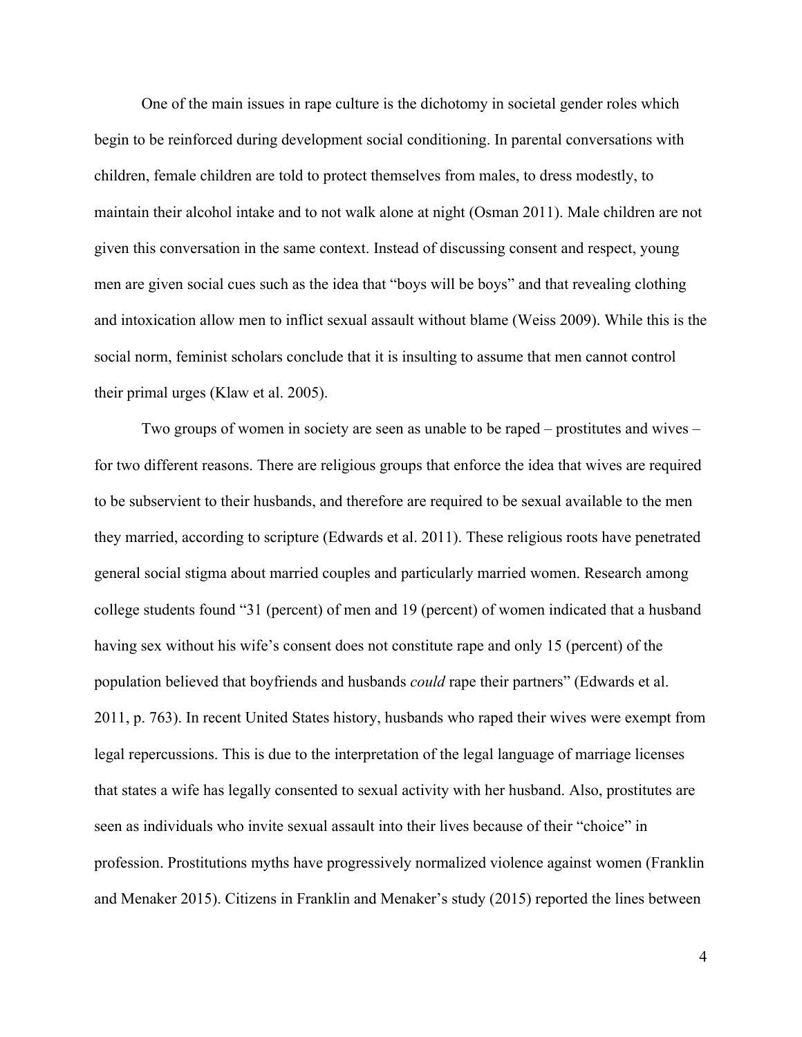One of the main issues in rape culture is the dichotomy in societal gender roles which begin to be reinforced during development social conditioning. In parental conversations with children, female children are told to protect themselves from males, to dress modestly, to maintain their alcohol intake and to not walk alone at night (Osman 2011). Male children are not given this conversation in the same context. Instead of discussing consent and respect, young men are given social cues such as the idea that "boys will be boys" and that revealing clothing and intoxication allow men to inflict sexual assault without blame (Weiss 2009). While this is the social norm, feminist scholars conclude that it is insulting to assume that men cannot control their primal urges (Klaw et al. 2005).

Two groups of women in society are seen as unable to be raped – prostitutes and wives – for two different reasons. There are religious groups that enforce the idea that wives are required to be subservient to their husbands, and therefore are required to be sexual available to the men they married, according to scripture (Edwards et al. 2011). These religious roots have penetrated general social stigma about married couples and particularly married women. Research among college students found "31 (percent) of men and 19 (percent) of women indicated that a husband having sex without his wife's consent does not constitute rape and only 15 (percent) of the population believed that boyfriends and husbands *could* rape their partners" (Edwards et al. 2011, p. 763). In recent United States history, husbands who raped their wives were exempt from legal repercussions. This is due to the interpretation of the legal language of marriage licenses that states a wife has legally consented to sexual activity with her husband. Also, prostitutes are seen as individuals who invite sexual assault into their lives because of their "choice" in profession. Prostitutions myths have progressively normalized violence against women (Franklin and Menaker 2015). Citizens in Franklin and Menaker's study (2015) reported the lines between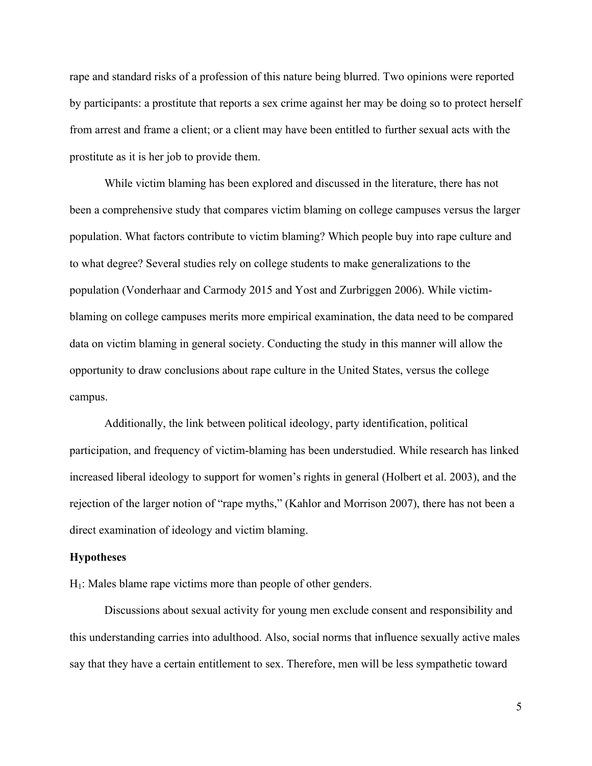rape and standard risks of a profession of this nature being blurred. Two opinions were reported by participants: a prostitute that reports a sex crime against her may be doing so to protect herself from arrest and frame a client; or a client may have been entitled to further sexual acts with the prostitute as it is her job to provide them.

While victim blaming has been explored and discussed in the literature, there has not been a comprehensive study that compares victim blaming on college campuses versus the larger population. What factors contribute to victim blaming? Which people buy into rape culture and to what degree? Several studies rely on college students to make generalizations to the population (Vonderhaar and Carmody 2015 and Yost and Zurbriggen 2006). While victim-blaming on college campuses merits more empirical examination, the data need to be compared data on victim blaming in general society. Conducting the study in this manner will allow the opportunity to draw conclusions about rape culture in the United States, versus the college campus.

Additionally, the link between political ideology, party identification, political participation, and frequency of victim-blaming has been understudied. While research has linked increased liberal ideology to support for women's rights in general (Holbert et al. 2003), and the rejection of the larger notion of "rape myths," (Kahlor and Morrison 2007), there has not been a direct examination of ideology and victim blaming.

**Hypotheses**

$H_1$: Males blame rape victims more than people of other genders.

Discussions about sexual activity for young men exclude consent and responsibility and this understanding carries into adulthood. Also, social norms that influence sexually active males say that they have a certain entitlement to sex. Therefore, men will be less sympathetic toward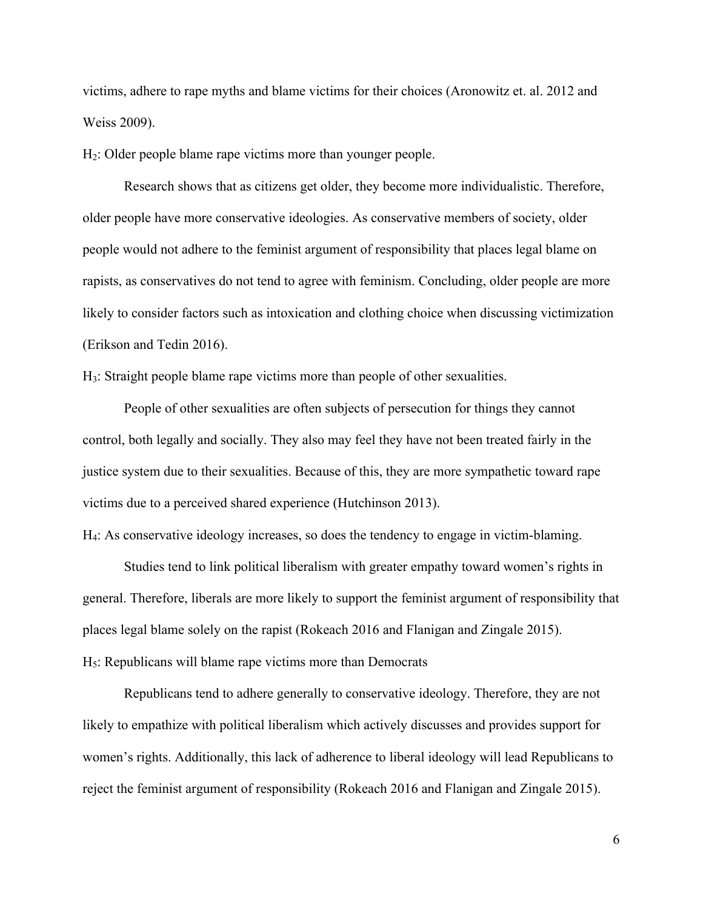victims, adhere to rape myths and blame victims for their choices (Aronowitz et. al. 2012 and Weiss 2009).

$H_2$: Older people blame rape victims more than younger people.

Research shows that as citizens get older, they become more individualistic. Therefore, older people have more conservative ideologies. As conservative members of society, older people would not adhere to the feminist argument of responsibility that places legal blame on rapists, as conservatives do not tend to agree with feminism. Concluding, older people are more likely to consider factors such as intoxication and clothing choice when discussing victimization (Erikson and Tedin 2016).

$H_3$: Straight people blame rape victims more than people of other sexualities.

People of other sexualities are often subjects of persecution for things they cannot control, both legally and socially. They also may feel they have not been treated fairly in the justice system due to their sexualities. Because of this, they are more sympathetic toward rape victims due to a perceived shared experience (Hutchinson 2013).

$H_4$: As conservative ideology increases, so does the tendency to engage in victim-blaming.

Studies tend to link political liberalism with greater empathy toward women's rights in general. Therefore, liberals are more likely to support the feminist argument of responsibility that places legal blame solely on the rapist (Rokeach 2016 and Flanigan and Zingale 2015).

$H_5$: Republicans will blame rape victims more than Democrats

Republicans tend to adhere generally to conservative ideology. Therefore, they are not likely to empathize with political liberalism which actively discusses and provides support for women's rights. Additionally, this lack of adherence to liberal ideology will lead Republicans to reject the feminist argument of responsibility (Rokeach 2016 and Flanigan and Zingale 2015).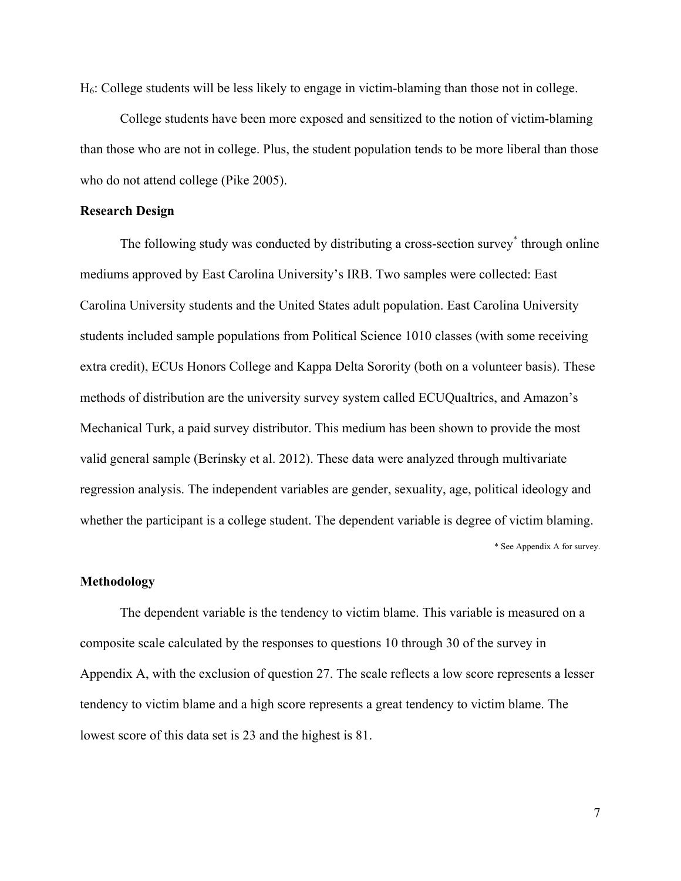$H_6$: College students will be less likely to engage in victim-blaming than those not in college.

College students have been more exposed and sensitized to the notion of victim-blaming than those who are not in college. Plus, the student population tends to be more liberal than those who do not attend college (Pike 2005).

**Research Design**

The following study was conducted by distributing a cross-section survey* through online mediums approved by East Carolina University's IRB. Two samples were collected: East Carolina University students and the United States adult population. East Carolina University students included sample populations from Political Science 1010 classes (with some receiving extra credit), ECUs Honors College and Kappa Delta Sorority (both on a volunteer basis). These methods of distribution are the university survey system called ECUQualtrics, and Amazon's Mechanical Turk, a paid survey distributor. This medium has been shown to provide the most valid general sample (Berinsky et al. 2012). These data were analyzed through multivariate regression analysis. The independent variables are gender, sexuality, age, political ideology and whether the participant is a college student. The dependent variable is degree of victim blaming.

* See Appendix A for survey.

**Methodology**

The dependent variable is the tendency to victim blame. This variable is measured on a composite scale calculated by the responses to questions 10 through 30 of the survey in Appendix A, with the exclusion of question 27. The scale reflects a low score represents a lesser tendency to victim blame and a high score represents a great tendency to victim blame. The lowest score of this data set is 23 and the highest is 81.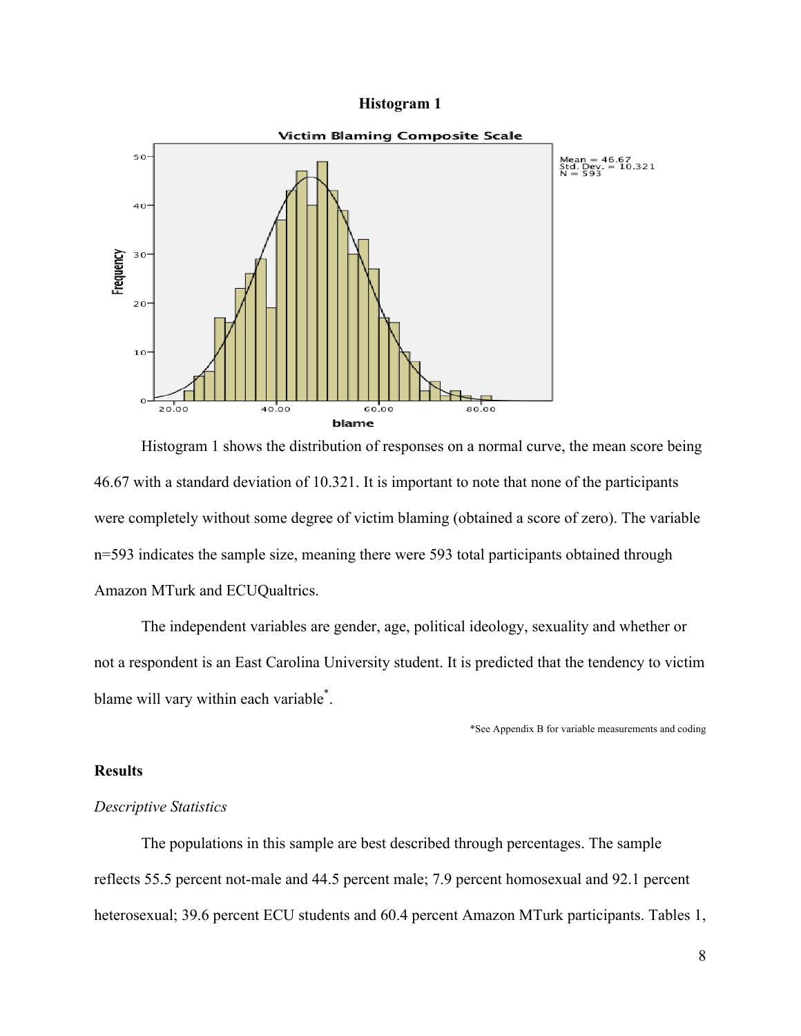**Histogram 1**

Histogram 1 shows the distribution of responses on a normal curve, the mean score being 46.67 with a standard deviation of 10.321. It is important to note that none of the participants were completely without some degree of victim blaming (obtained a score of zero). The variable n=593 indicates the sample size, meaning there were 593 total participants obtained through Amazon MTurk and ECUQualtrics.

The independent variables are gender, age, political ideology, sexuality and whether or not a respondent is an East Carolina University student. It is predicted that the tendency to victim blame will vary within each variable*.

*See Appendix B for variable measurements and coding

## Results

### *Descriptive Statistics*

The populations in this sample are best described through percentages. The sample reflects 55.5 percent not-male and 44.5 percent male; 7.9 percent homosexual and 92.1 percent heterosexual; 39.6 percent ECU students and 60.4 percent Amazon MTurk participants. Tables 1,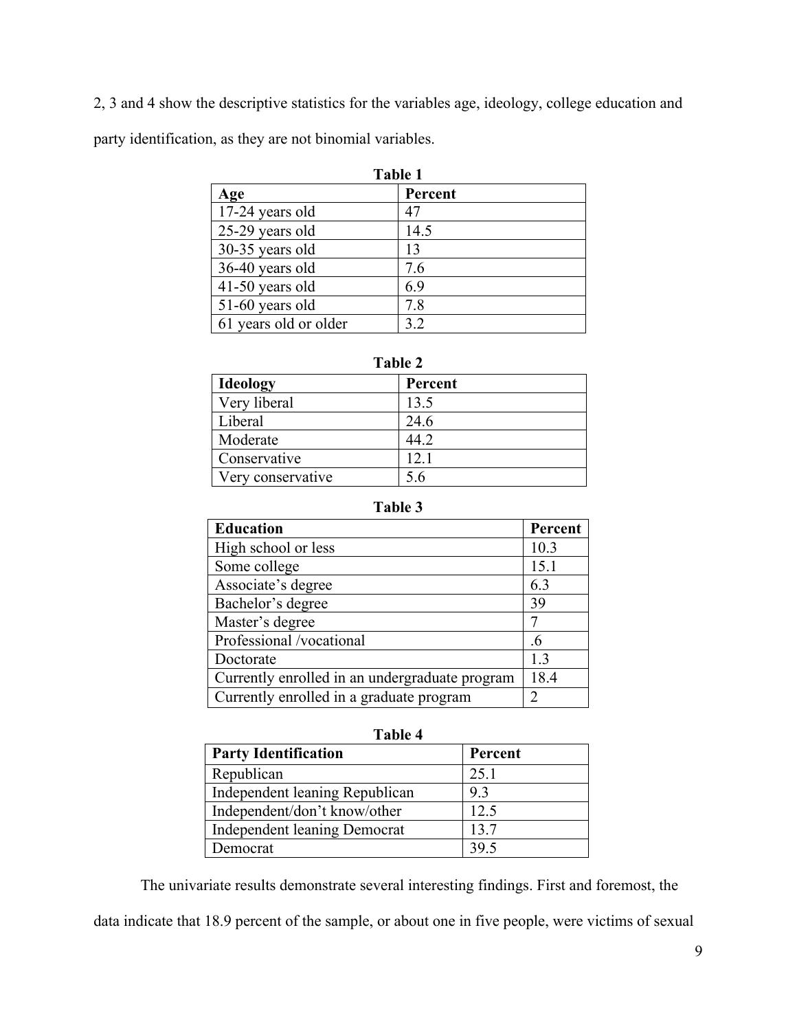2, 3 and 4 show the descriptive statistics for the variables age, ideology, college education and party identification, as they are not binomial variables.

**Table 1**

| Age | Percent |
|---|---|
| 17-24 years old | 47 |
| 25-29 years old | 14.5 |
| 30-35 years old | 13 |
| 36-40 years old | 7.6 |
| 41-50 years old | 6.9 |
| 51-60 years old | 7.8 |
| 61 years old or older | 3.2 |

**Table 2**

| Ideology | Percent |
|---|---|
| Very liberal | 13.5 |
| Liberal | 24.6 |
| Moderate | 44.2 |
| Conservative | 12.1 |
| Very conservative | 5.6 |

**Table 3**

| Education | Percent |
|---|---|
| High school or less | 10.3 |
| Some college | 15.1 |
| Associate's degree | 6.3 |
| Bachelor's degree | 39 |
| Master's degree | 7 |
| Professional /vocational | .6 |
| Doctorate | 1.3 |
| Currently enrolled in an undergraduate program | 18.4 |
| Currently enrolled in a graduate program | 2 |

**Table 4**

| Party Identification | Percent |
|---|---|
| Republican | 25.1 |
| Independent leaning Republican | 9.3 |
| Independent/don't know/other | 12.5 |
| Independent leaning Democrat | 13.7 |
| Democrat | 39.5 |

The univariate results demonstrate several interesting findings. First and foremost, the data indicate that 18.9 percent of the sample, or about one in five people, were victims of sexual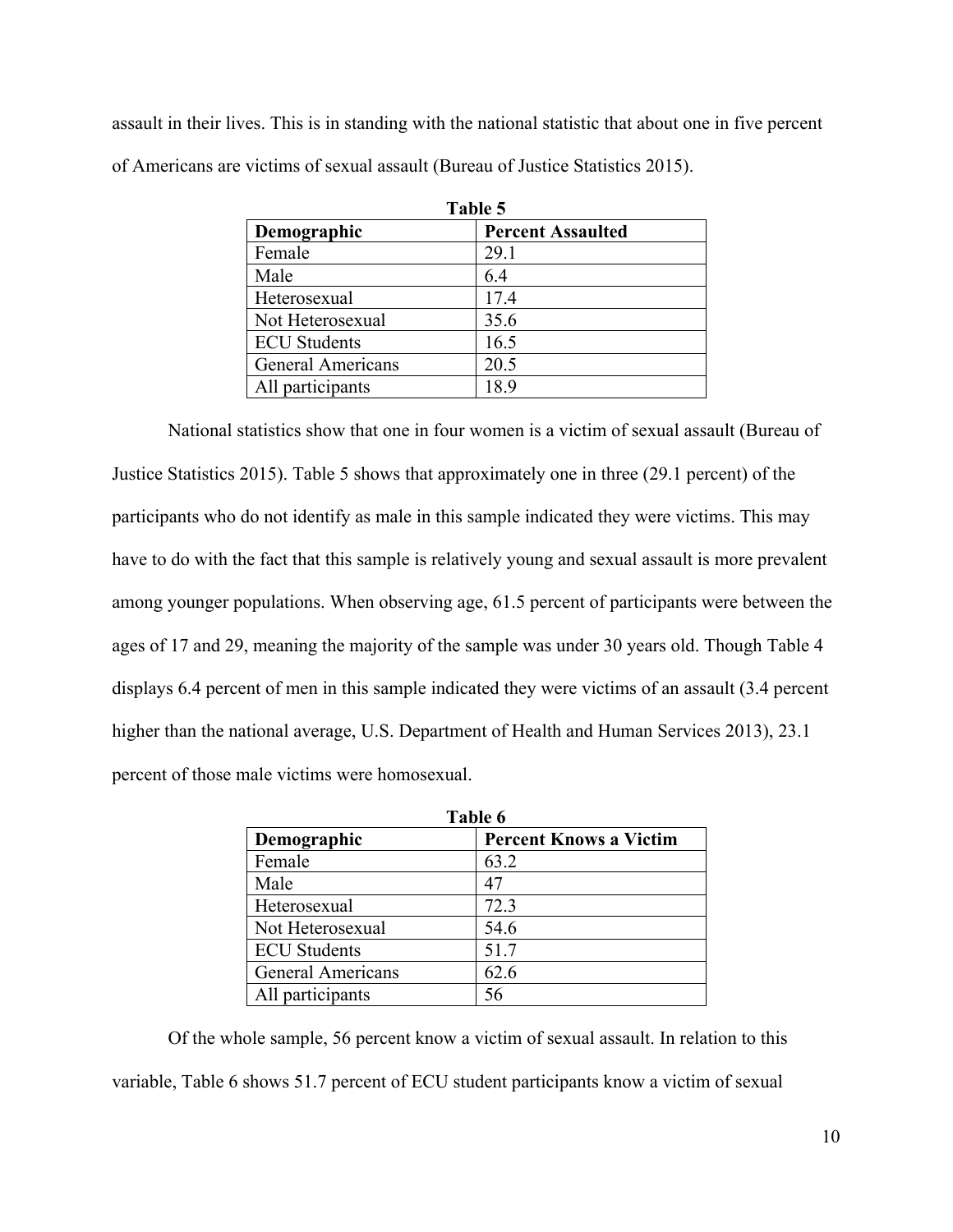assault in their lives. This is in standing with the national statistic that about one in five percent of Americans are victims of sexual assault (Bureau of Justice Statistics 2015).

**Table 5**

| Demographic | Percent Assaulted |
|---|---|
| Female | 29.1 |
| Male | 6.4 |
| Heterosexual | 17.4 |
| Not Heterosexual | 35.6 |
| ECU Students | 16.5 |
| General Americans | 20.5 |
| All participants | 18.9 |

National statistics show that one in four women is a victim of sexual assault (Bureau of Justice Statistics 2015). Table 5 shows that approximately one in three (29.1 percent) of the participants who do not identify as male in this sample indicated they were victims. This may have to do with the fact that this sample is relatively young and sexual assault is more prevalent among younger populations. When observing age, 61.5 percent of participants were between the ages of 17 and 29, meaning the majority of the sample was under 30 years old. Though Table 4 displays 6.4 percent of men in this sample indicated they were victims of an assault (3.4 percent higher than the national average, U.S. Department of Health and Human Services 2013), 23.1 percent of those male victims were homosexual.

**Table 6**

| Demographic | Percent Knows a Victim |
|---|---|
| Female | 63.2 |
| Male | 47 |
| Heterosexual | 72.3 |
| Not Heterosexual | 54.6 |
| ECU Students | 51.7 |
| General Americans | 62.6 |
| All participants | 56 |

Of the whole sample, 56 percent know a victim of sexual assault. In relation to this variable, Table 6 shows 51.7 percent of ECU student participants know a victim of sexual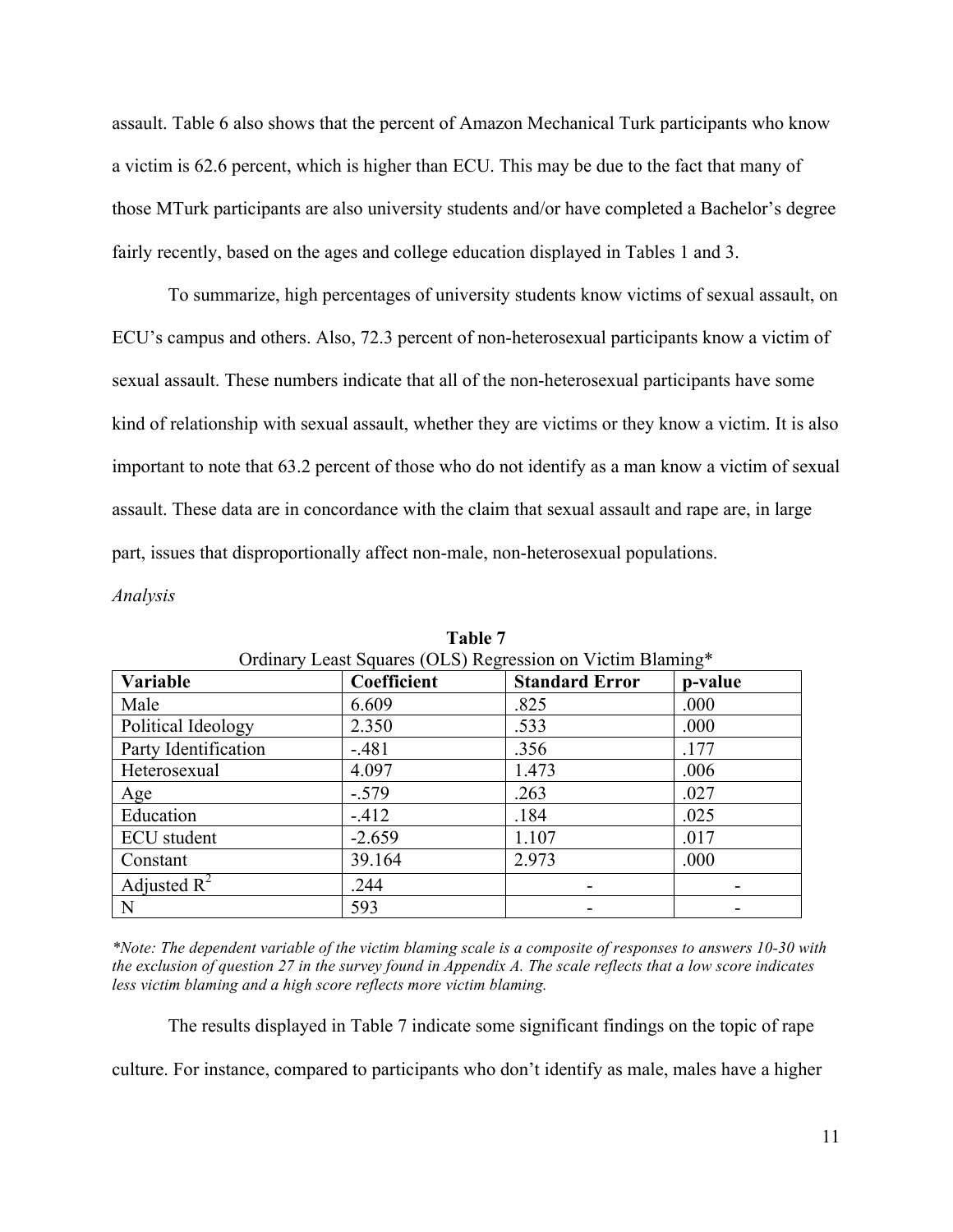assault. Table 6 also shows that the percent of Amazon Mechanical Turk participants who know a victim is 62.6 percent, which is higher than ECU. This may be due to the fact that many of those MTurk participants are also university students and/or have completed a Bachelor's degree fairly recently, based on the ages and college education displayed in Tables 1 and 3.

To summarize, high percentages of university students know victims of sexual assault, on ECU's campus and others. Also, 72.3 percent of non-heterosexual participants know a victim of sexual assault. These numbers indicate that all of the non-heterosexual participants have some kind of relationship with sexual assault, whether they are victims or they know a victim. It is also important to note that 63.2 percent of those who do not identify as a man know a victim of sexual assault. These data are in concordance with the claim that sexual assault and rape are, in large part, issues that disproportionally affect non-male, non-heterosexual populations.

*Analysis*

**Table 7**

Ordinary Least Squares (OLS) Regression on Victim Blaming*

| **Variable** | **Coefficient** | **Standard Error** | **p-value** |
|---|---|---|---|
| Male | 6.609 | .825 | .000 |
| Political Ideology | 2.350 | .533 | .000 |
| Party Identification | -.481 | .356 | .177 |
| Heterosexual | 4.097 | 1.473 | .006 |
| Age | -.579 | .263 | .027 |
| Education | -.412 | .184 | .025 |
| ECU student | -2.659 | 1.107 | .017 |
| Constant | 39.164 | 2.973 | .000 |
| Adjusted $R^2$ | .244 | - | - |
| N | 593 | - | - |

*\*Note: The dependent variable of the victim blaming scale is a composite of responses to answers 10-30 with the exclusion of question 27 in the survey found in Appendix A. The scale reflects that a low score indicates less victim blaming and a high score reflects more victim blaming.*

The results displayed in Table 7 indicate some significant findings on the topic of rape culture. For instance, compared to participants who don't identify as male, males have a higher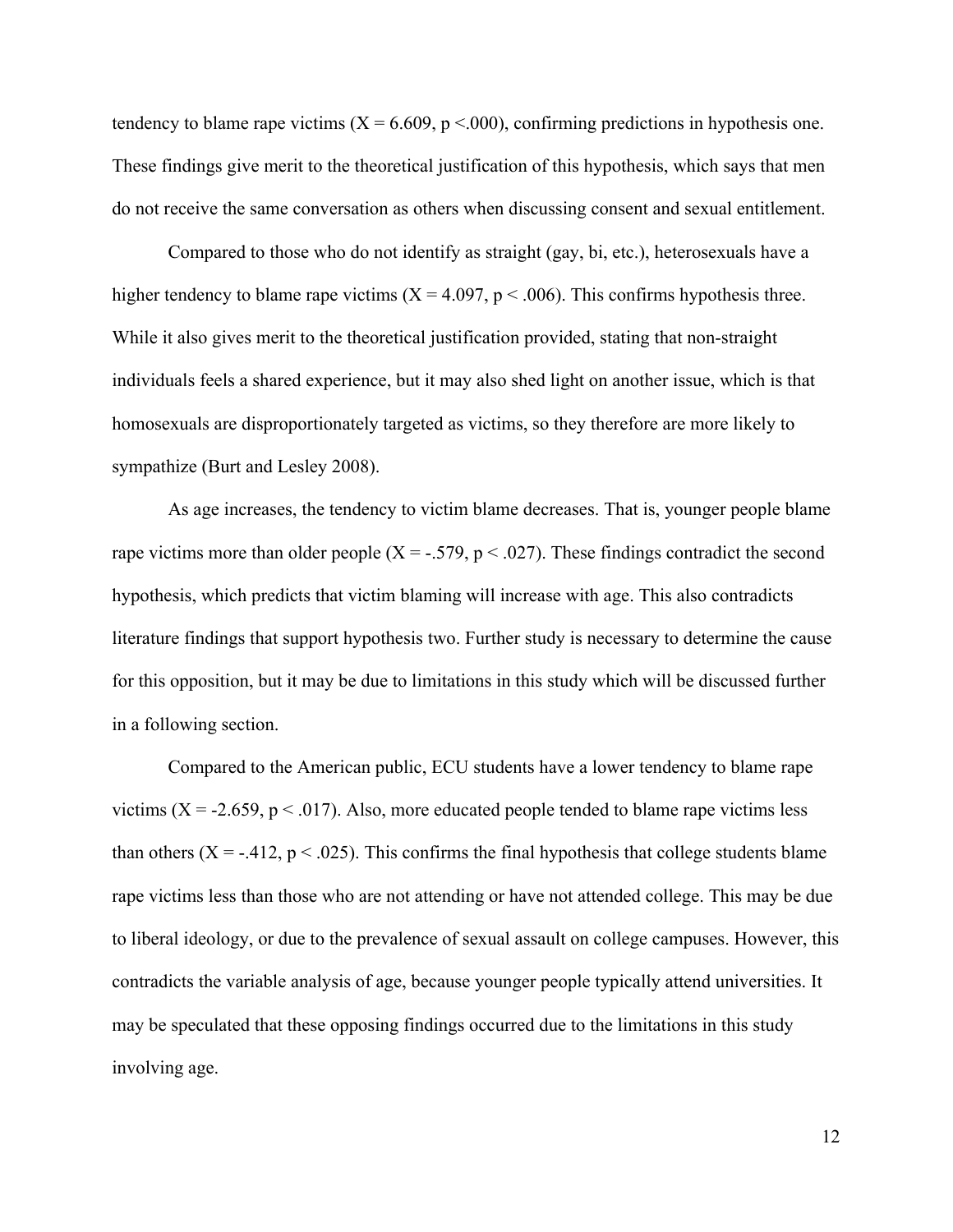tendency to blame rape victims ($X = 6.609$, $p < .000$), confirming predictions in hypothesis one. These findings give merit to the theoretical justification of this hypothesis, which says that men do not receive the same conversation as others when discussing consent and sexual entitlement.

Compared to those who do not identify as straight (gay, bi, etc.), heterosexuals have a higher tendency to blame rape victims ($X = 4.097$, $p < .006$). This confirms hypothesis three. While it also gives merit to the theoretical justification provided, stating that non-straight individuals feels a shared experience, but it may also shed light on another issue, which is that homosexuals are disproportionately targeted as victims, so they therefore are more likely to sympathize (Burt and Lesley 2008).

As age increases, the tendency to victim blame decreases. That is, younger people blame rape victims more than older people ($X = -.579$, $p < .027$). These findings contradict the second hypothesis, which predicts that victim blaming will increase with age. This also contradicts literature findings that support hypothesis two. Further study is necessary to determine the cause for this opposition, but it may be due to limitations in this study which will be discussed further in a following section.

Compared to the American public, ECU students have a lower tendency to blame rape victims ($X = -2.659$, $p < .017$). Also, more educated people tended to blame rape victims less than others ($X = -.412$, $p < .025$). This confirms the final hypothesis that college students blame rape victims less than those who are not attending or have not attended college. This may be due to liberal ideology, or due to the prevalence of sexual assault on college campuses. However, this contradicts the variable analysis of age, because younger people typically attend universities. It may be speculated that these opposing findings occurred due to the limitations in this study involving age.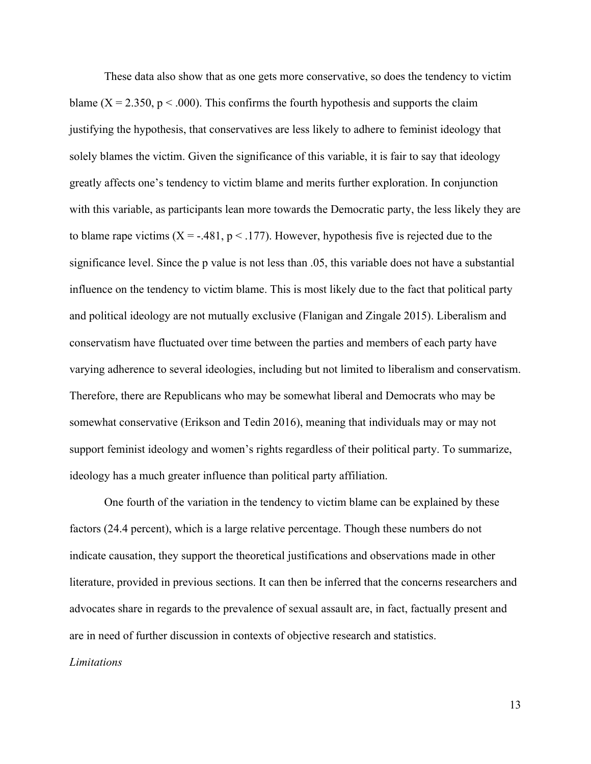These data also show that as one gets more conservative, so does the tendency to victim blame ($X = 2.350$, $p < .000$). This confirms the fourth hypothesis and supports the claim justifying the hypothesis, that conservatives are less likely to adhere to feminist ideology that solely blames the victim. Given the significance of this variable, it is fair to say that ideology greatly affects one's tendency to victim blame and merits further exploration. In conjunction with this variable, as participants lean more towards the Democratic party, the less likely they are to blame rape victims ($X = -.481$, $p < .177$). However, hypothesis five is rejected due to the significance level. Since the p value is not less than .05, this variable does not have a substantial influence on the tendency to victim blame. This is most likely due to the fact that political party and political ideology are not mutually exclusive (Flanigan and Zingale 2015). Liberalism and conservatism have fluctuated over time between the parties and members of each party have varying adherence to several ideologies, including but not limited to liberalism and conservatism. Therefore, there are Republicans who may be somewhat liberal and Democrats who may be somewhat conservative (Erikson and Tedin 2016), meaning that individuals may or may not support feminist ideology and women's rights regardless of their political party. To summarize, ideology has a much greater influence than political party affiliation.

One fourth of the variation in the tendency to victim blame can be explained by these factors (24.4 percent), which is a large relative percentage. Though these numbers do not indicate causation, they support the theoretical justifications and observations made in other literature, provided in previous sections. It can then be inferred that the concerns researchers and advocates share in regards to the prevalence of sexual assault are, in fact, factually present and are in need of further discussion in contexts of objective research and statistics.

*Limitations*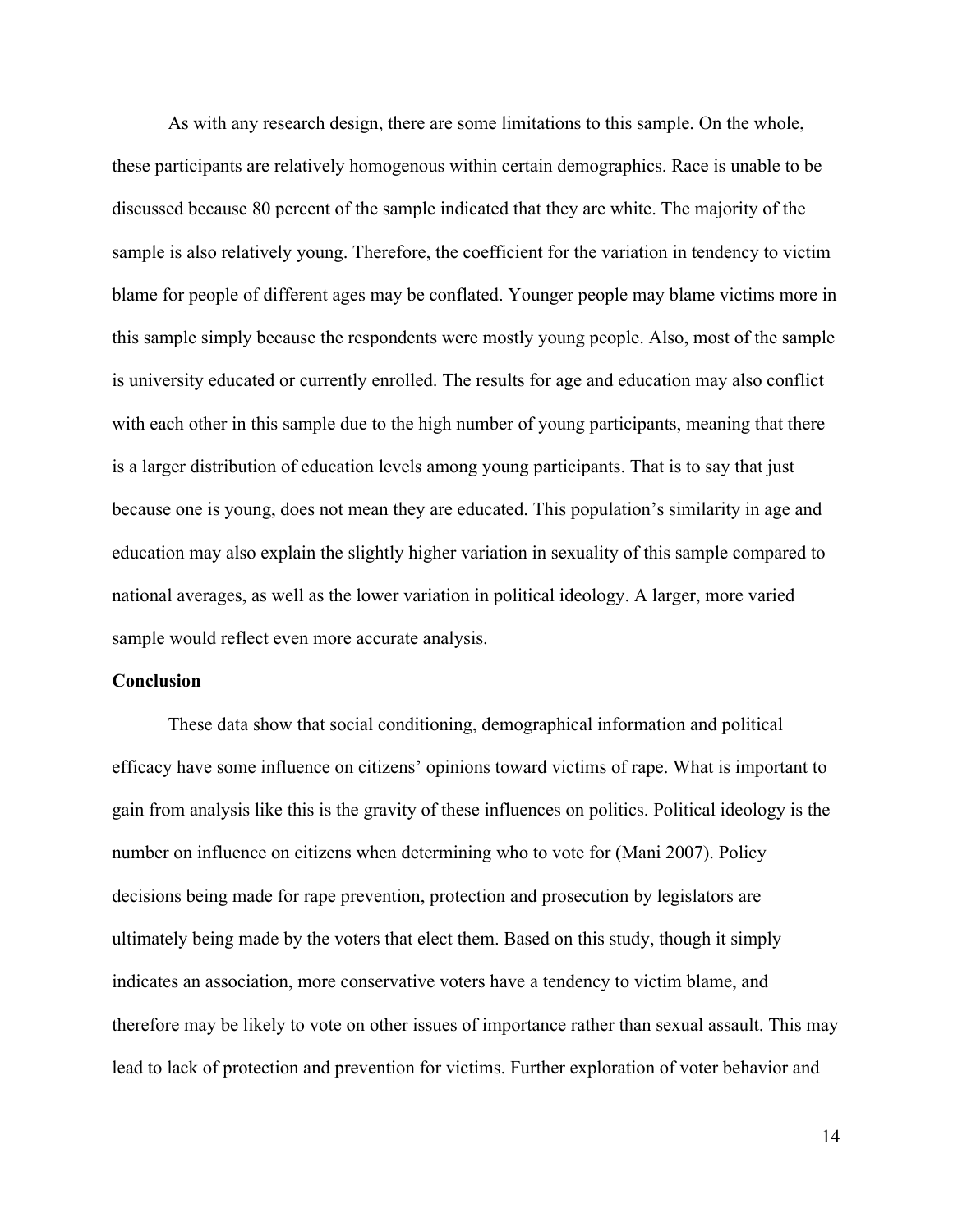As with any research design, there are some limitations to this sample. On the whole, these participants are relatively homogenous within certain demographics. Race is unable to be discussed because 80 percent of the sample indicated that they are white. The majority of the sample is also relatively young. Therefore, the coefficient for the variation in tendency to victim blame for people of different ages may be conflated. Younger people may blame victims more in this sample simply because the respondents were mostly young people. Also, most of the sample is university educated or currently enrolled. The results for age and education may also conflict with each other in this sample due to the high number of young participants, meaning that there is a larger distribution of education levels among young participants. That is to say that just because one is young, does not mean they are educated. This population's similarity in age and education may also explain the slightly higher variation in sexuality of this sample compared to national averages, as well as the lower variation in political ideology. A larger, more varied sample would reflect even more accurate analysis.

**Conclusion**

These data show that social conditioning, demographical information and political efficacy have some influence on citizens' opinions toward victims of rape. What is important to gain from analysis like this is the gravity of these influences on politics. Political ideology is the number on influence on citizens when determining who to vote for (Mani 2007). Policy decisions being made for rape prevention, protection and prosecution by legislators are ultimately being made by the voters that elect them. Based on this study, though it simply indicates an association, more conservative voters have a tendency to victim blame, and therefore may be likely to vote on other issues of importance rather than sexual assault. This may lead to lack of protection and prevention for victims. Further exploration of voter behavior and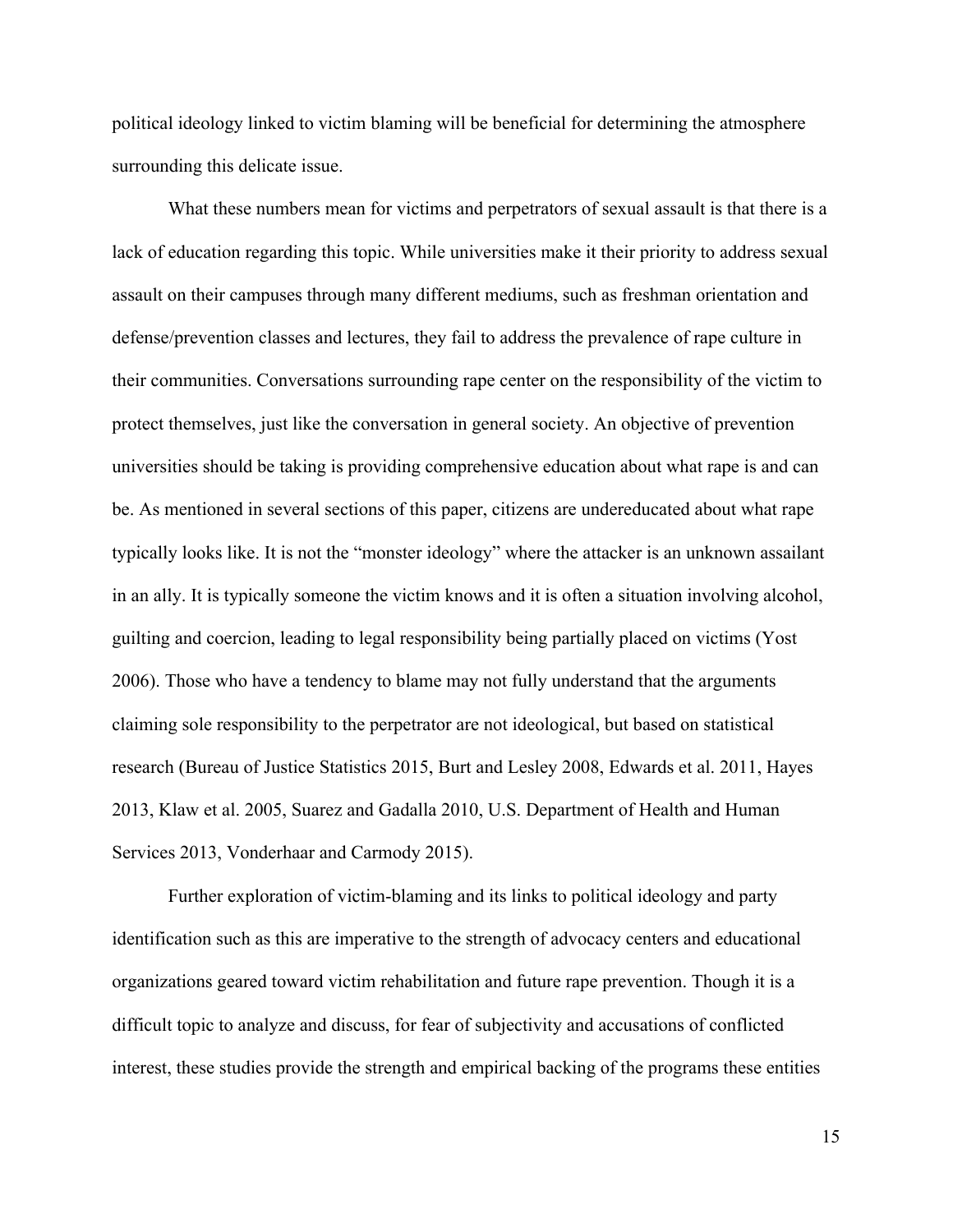political ideology linked to victim blaming will be beneficial for determining the atmosphere surrounding this delicate issue.

What these numbers mean for victims and perpetrators of sexual assault is that there is a lack of education regarding this topic. While universities make it their priority to address sexual assault on their campuses through many different mediums, such as freshman orientation and defense/prevention classes and lectures, they fail to address the prevalence of rape culture in their communities. Conversations surrounding rape center on the responsibility of the victim to protect themselves, just like the conversation in general society. An objective of prevention universities should be taking is providing comprehensive education about what rape is and can be. As mentioned in several sections of this paper, citizens are undereducated about what rape typically looks like. It is not the "monster ideology" where the attacker is an unknown assailant in an ally. It is typically someone the victim knows and it is often a situation involving alcohol, guilting and coercion, leading to legal responsibility being partially placed on victims (Yost 2006). Those who have a tendency to blame may not fully understand that the arguments claiming sole responsibility to the perpetrator are not ideological, but based on statistical research (Bureau of Justice Statistics 2015, Burt and Lesley 2008, Edwards et al. 2011, Hayes 2013, Klaw et al. 2005, Suarez and Gadalla 2010, U.S. Department of Health and Human Services 2013, Vonderhaar and Carmody 2015).

Further exploration of victim-blaming and its links to political ideology and party identification such as this are imperative to the strength of advocacy centers and educational organizations geared toward victim rehabilitation and future rape prevention. Though it is a difficult topic to analyze and discuss, for fear of subjectivity and accusations of conflicted interest, these studies provide the strength and empirical backing of the programs these entities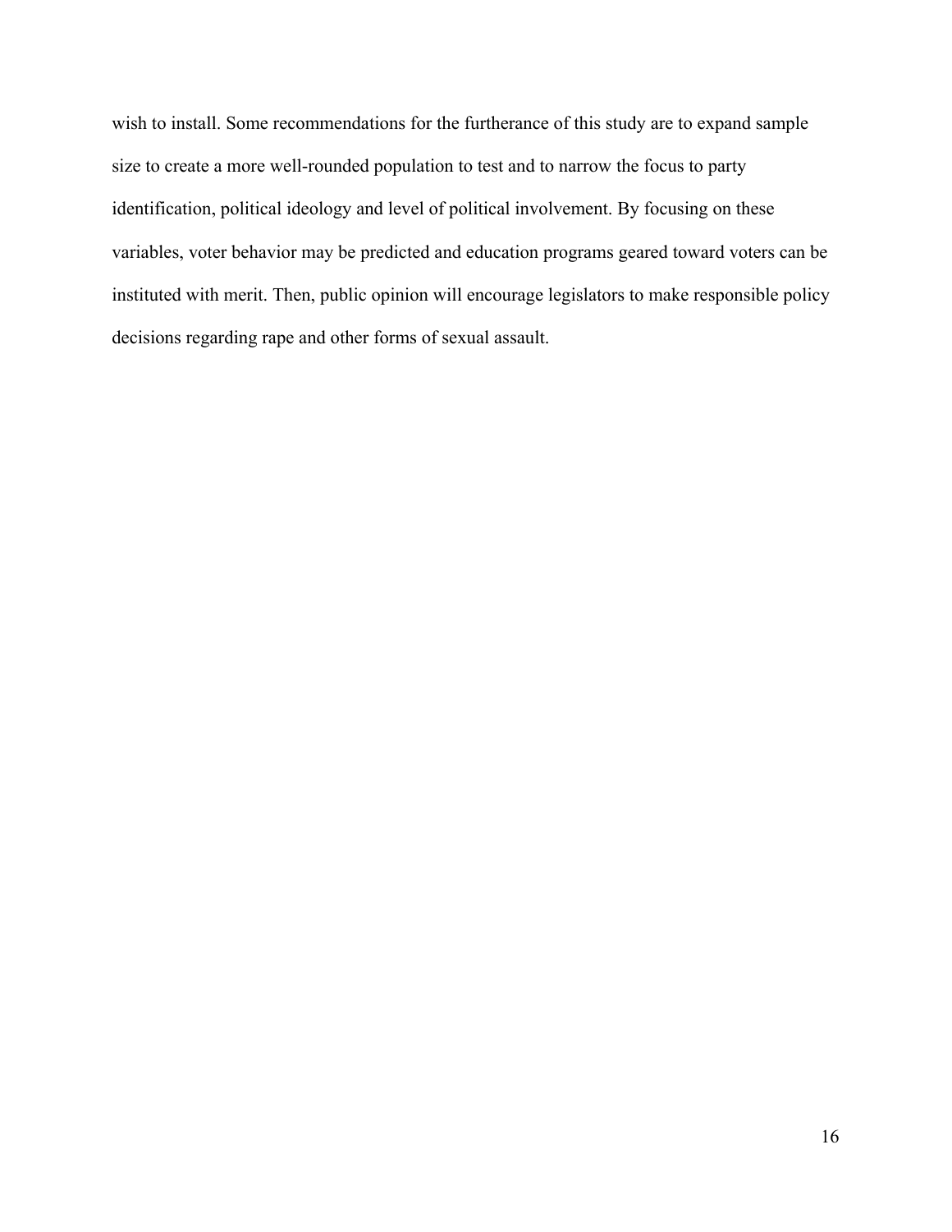wish to install. Some recommendations for the furtherance of this study are to expand sample size to create a more well-rounded population to test and to narrow the focus to party identification, political ideology and level of political involvement. By focusing on these variables, voter behavior may be predicted and education programs geared toward voters can be instituted with merit. Then, public opinion will encourage legislators to make responsible policy decisions regarding rape and other forms of sexual assault.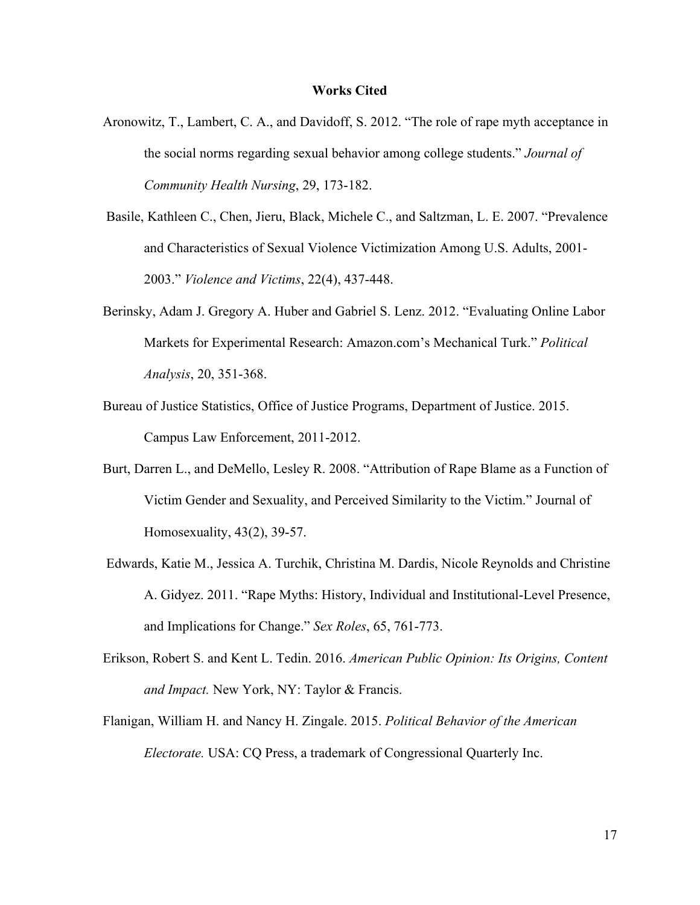**Works Cited**

Aronowitz, T., Lambert, C. A., and Davidoff, S. 2012. "The role of rape myth acceptance in the social norms regarding sexual behavior among college students." *Journal of Community Health Nursing*, 29, 173-182.

Basile, Kathleen C., Chen, Jieru, Black, Michele C., and Saltzman, L. E. 2007. "Prevalence and Characteristics of Sexual Violence Victimization Among U.S. Adults, 2001-2003." *Violence and Victims*, 22(4), 437-448.

Berinsky, Adam J. Gregory A. Huber and Gabriel S. Lenz. 2012. "Evaluating Online Labor Markets for Experimental Research: Amazon.com's Mechanical Turk." *Political Analysis*, 20, 351-368.

Bureau of Justice Statistics, Office of Justice Programs, Department of Justice. 2015. Campus Law Enforcement, 2011-2012.

Burt, Darren L., and DeMello, Lesley R. 2008. "Attribution of Rape Blame as a Function of Victim Gender and Sexuality, and Perceived Similarity to the Victim." Journal of Homosexuality, 43(2), 39-57.

Edwards, Katie M., Jessica A. Turchik, Christina M. Dardis, Nicole Reynolds and Christine A. Gidyez. 2011. "Rape Myths: History, Individual and Institutional-Level Presence, and Implications for Change." *Sex Roles*, 65, 761-773.

Erikson, Robert S. and Kent L. Tedin. 2016. *American Public Opinion: Its Origins, Content and Impact.* New York, NY: Taylor & Francis.

Flanigan, William H. and Nancy H. Zingale. 2015. *Political Behavior of the American Electorate.* USA: CQ Press, a trademark of Congressional Quarterly Inc.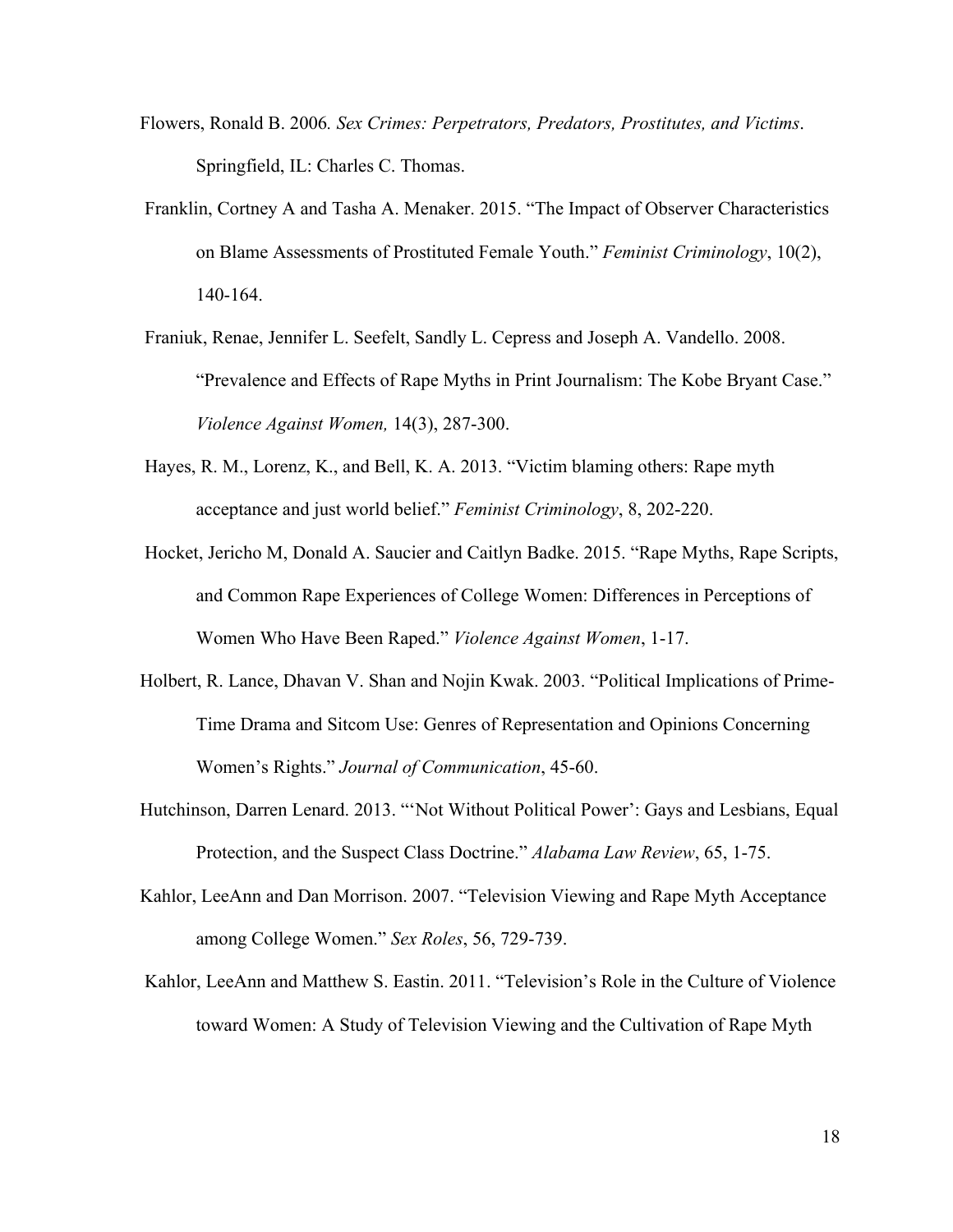Flowers, Ronald B. 2006. *Sex Crimes: Perpetrators, Predators, Prostitutes, and Victims*. Springfield, IL: Charles C. Thomas.

Franklin, Cortney A and Tasha A. Menaker. 2015. "The Impact of Observer Characteristics on Blame Assessments of Prostituted Female Youth." *Feminist Criminology*, 10(2), 140-164.

Franiuk, Renae, Jennifer L. Seefelt, Sandly L. Cepress and Joseph A. Vandello. 2008. "Prevalence and Effects of Rape Myths in Print Journalism: The Kobe Bryant Case." *Violence Against Women,* 14(3), 287-300.

Hayes, R. M., Lorenz, K., and Bell, K. A. 2013. "Victim blaming others: Rape myth acceptance and just world belief." *Feminist Criminology*, 8, 202-220.

Hocket, Jericho M, Donald A. Saucier and Caitlyn Badke. 2015. "Rape Myths, Rape Scripts, and Common Rape Experiences of College Women: Differences in Perceptions of Women Who Have Been Raped." *Violence Against Women*, 1-17.

Holbert, R. Lance, Dhavan V. Shan and Nojin Kwak. 2003. "Political Implications of Prime-Time Drama and Sitcom Use: Genres of Representation and Opinions Concerning Women's Rights." *Journal of Communication*, 45-60.

Hutchinson, Darren Lenard. 2013. "'Not Without Political Power': Gays and Lesbians, Equal Protection, and the Suspect Class Doctrine." *Alabama Law Review*, 65, 1-75.

Kahlor, LeeAnn and Dan Morrison. 2007. "Television Viewing and Rape Myth Acceptance among College Women." *Sex Roles*, 56, 729-739.

Kahlor, LeeAnn and Matthew S. Eastin. 2011. "Television's Role in the Culture of Violence toward Women: A Study of Television Viewing and the Cultivation of Rape Myth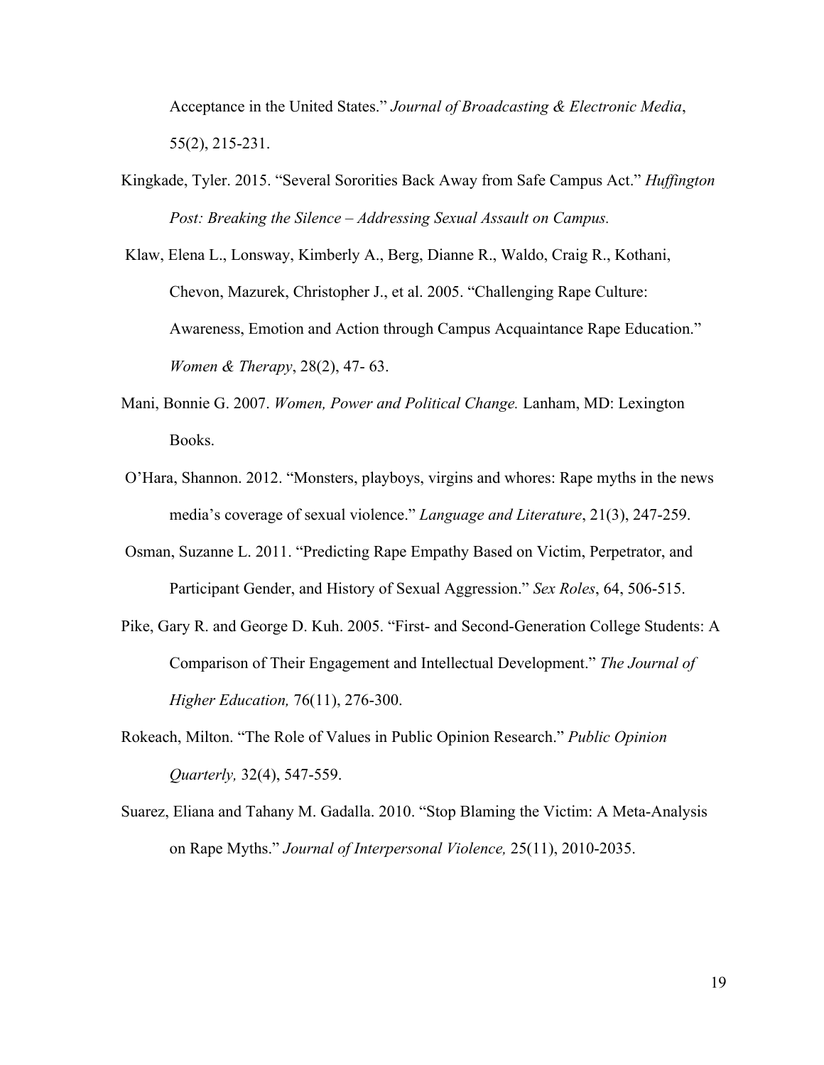Acceptance in the United States." *Journal of Broadcasting & Electronic Media*, 55(2), 215-231.

Kingkade, Tyler. 2015. "Several Sororities Back Away from Safe Campus Act." *Huffington Post: Breaking the Silence – Addressing Sexual Assault on Campus.*

Klaw, Elena L., Lonsway, Kimberly A., Berg, Dianne R., Waldo, Craig R., Kothani, Chevon, Mazurek, Christopher J., et al. 2005. "Challenging Rape Culture: Awareness, Emotion and Action through Campus Acquaintance Rape Education." *Women & Therapy*, 28(2), 47- 63.

Mani, Bonnie G. 2007. *Women, Power and Political Change.* Lanham, MD: Lexington Books.

O'Hara, Shannon. 2012. "Monsters, playboys, virgins and whores: Rape myths in the news media's coverage of sexual violence." *Language and Literature*, 21(3), 247-259.

Osman, Suzanne L. 2011. "Predicting Rape Empathy Based on Victim, Perpetrator, and Participant Gender, and History of Sexual Aggression." *Sex Roles*, 64, 506-515.

Pike, Gary R. and George D. Kuh. 2005. "First- and Second-Generation College Students: A Comparison of Their Engagement and Intellectual Development." *The Journal of Higher Education,* 76(11), 276-300.

Rokeach, Milton. "The Role of Values in Public Opinion Research." *Public Opinion Quarterly,* 32(4), 547-559.

Suarez, Eliana and Tahany M. Gadalla. 2010. "Stop Blaming the Victim: A Meta-Analysis on Rape Myths." *Journal of Interpersonal Violence,* 25(11), 2010-2035.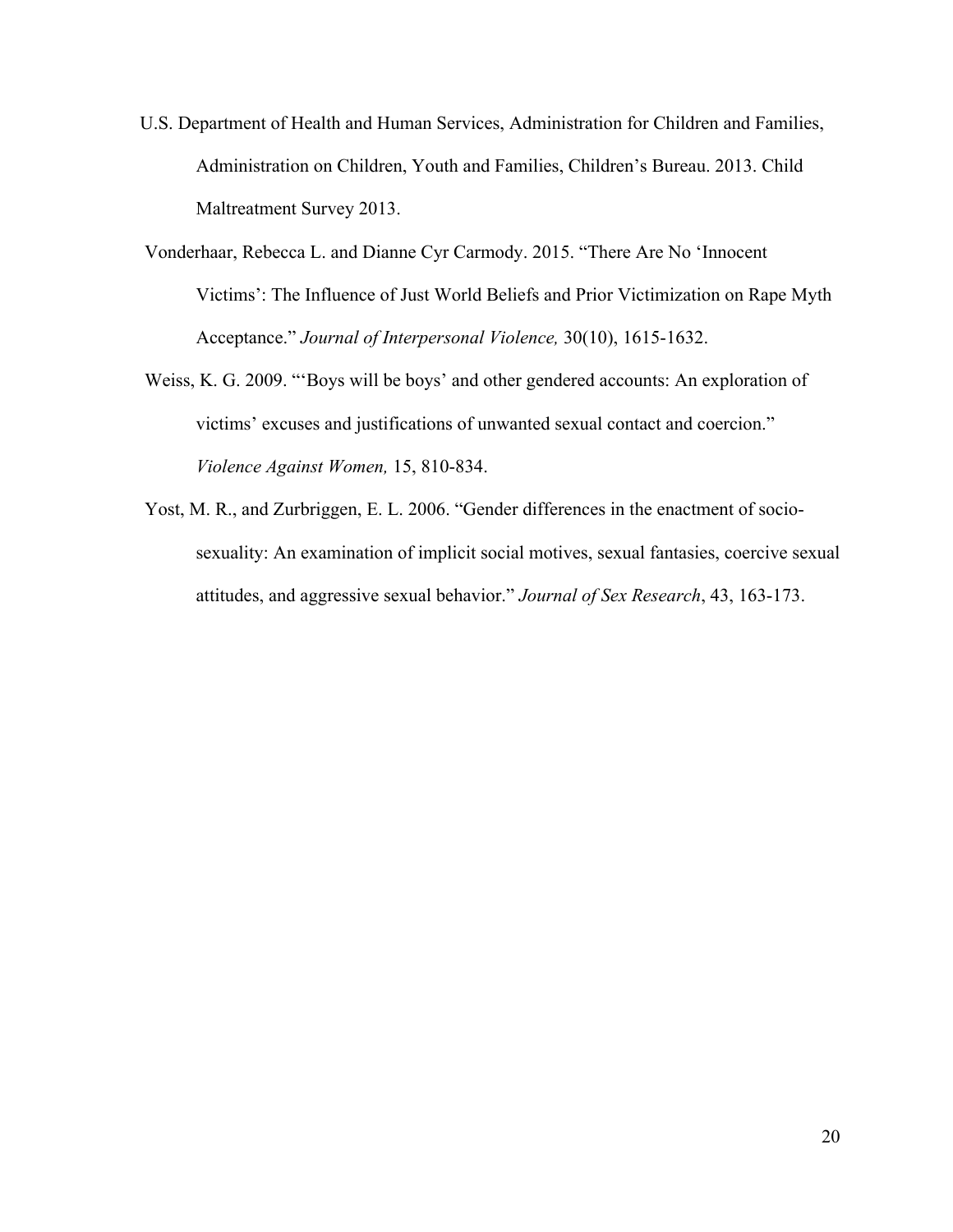U.S. Department of Health and Human Services, Administration for Children and Families, Administration on Children, Youth and Families, Children's Bureau. 2013. Child Maltreatment Survey 2013.

Vonderhaar, Rebecca L. and Dianne Cyr Carmody. 2015. "There Are No 'Innocent Victims': The Influence of Just World Beliefs and Prior Victimization on Rape Myth Acceptance." *Journal of Interpersonal Violence,* 30(10), 1615-1632.

Weiss, K. G. 2009. "'Boys will be boys' and other gendered accounts: An exploration of victims' excuses and justifications of unwanted sexual contact and coercion." *Violence Against Women,* 15, 810-834.

Yost, M. R., and Zurbriggen, E. L. 2006. "Gender differences in the enactment of socio-sexuality: An examination of implicit social motives, sexual fantasies, coercive sexual attitudes, and aggressive sexual behavior." *Journal of Sex Research*, 43, 163-173.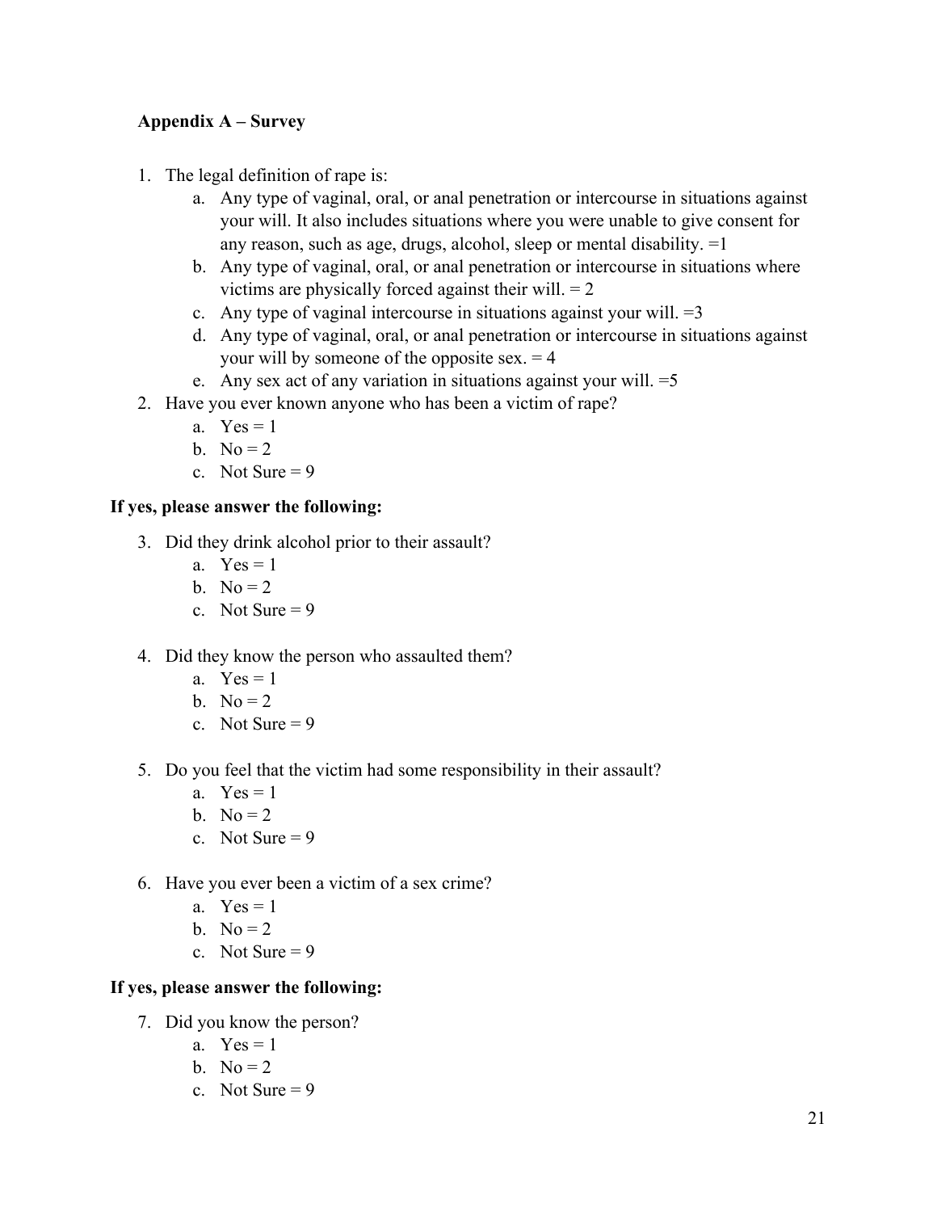**Appendix A – Survey**

1. The legal definition of rape is:
    a. Any type of vaginal, oral, or anal penetration or intercourse in situations against your will. It also includes situations where you were unable to give consent for any reason, such as age, drugs, alcohol, sleep or mental disability. =1
    b. Any type of vaginal, oral, or anal penetration or intercourse in situations where victims are physically forced against their will. = 2
    c. Any type of vaginal intercourse in situations against your will. =3
    d. Any type of vaginal, oral, or anal penetration or intercourse in situations against your will by someone of the opposite sex. = 4
    e. Any sex act of any variation in situations against your will. =5
2. Have you ever known anyone who has been a victim of rape?
    a. Yes = 1
    b. No = 2
    c. Not Sure = 9

**If yes, please answer the following:**

3. Did they drink alcohol prior to their assault?
    a. Yes = 1
    b. No = 2
    c. Not Sure = 9

4. Did they know the person who assaulted them?
    a. Yes = 1
    b. No = 2
    c. Not Sure = 9

5. Do you feel that the victim had some responsibility in their assault?
    a. Yes = 1
    b. No = 2
    c. Not Sure = 9

6. Have you ever been a victim of a sex crime?
    a. Yes = 1
    b. No = 2
    c. Not Sure = 9

**If yes, please answer the following:**

7. Did you know the person?
    a. Yes = 1
    b. No = 2
    c. Not Sure = 9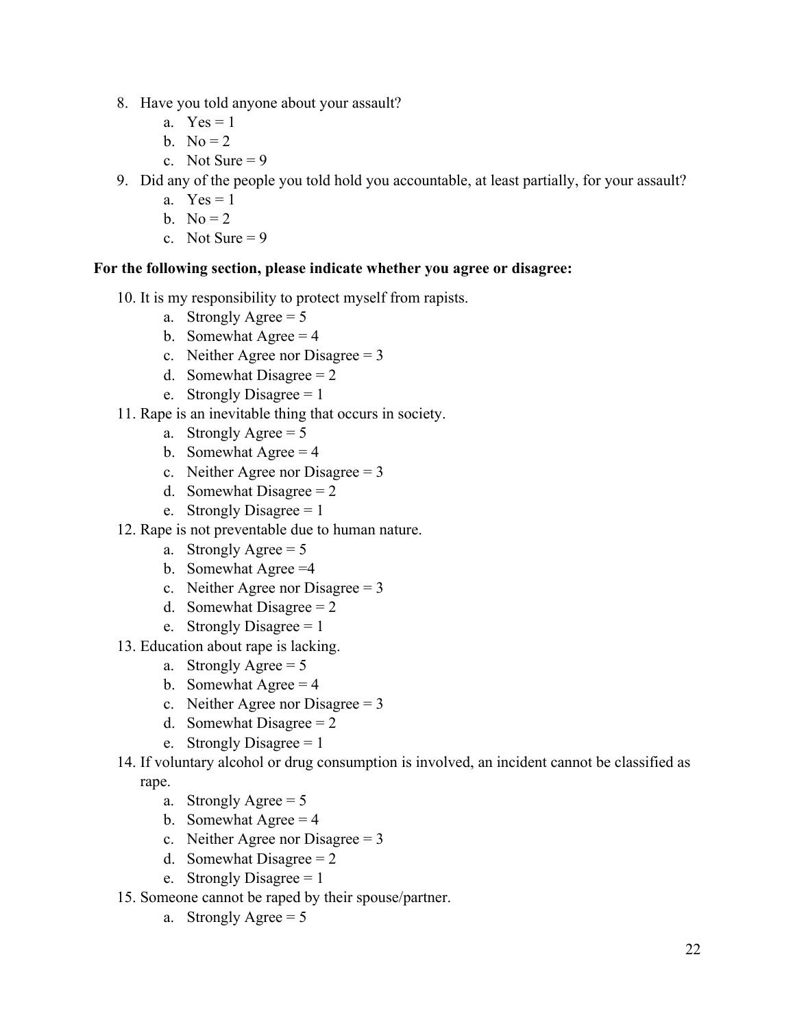8. Have you told anyone about your assault?
    a. Yes = 1
    b. No = 2
    c. Not Sure = 9
9. Did any of the people you told hold you accountable, at least partially, for your assault?
    a. Yes = 1
    b. No = 2
    c. Not Sure = 9

**For the following section, please indicate whether you agree or disagree:**

10. It is my responsibility to protect myself from rapists.
    a. Strongly Agree = 5
    b. Somewhat Agree = 4
    c. Neither Agree nor Disagree = 3
    d. Somewhat Disagree = 2
    e. Strongly Disagree = 1
11. Rape is an inevitable thing that occurs in society.
    a. Strongly Agree = 5
    b. Somewhat Agree = 4
    c. Neither Agree nor Disagree = 3
    d. Somewhat Disagree = 2
    e. Strongly Disagree = 1
12. Rape is not preventable due to human nature.
    a. Strongly Agree = 5
    b. Somewhat Agree =4
    c. Neither Agree nor Disagree = 3
    d. Somewhat Disagree = 2
    e. Strongly Disagree = 1
13. Education about rape is lacking.
    a. Strongly Agree = 5
    b. Somewhat Agree = 4
    c. Neither Agree nor Disagree = 3
    d. Somewhat Disagree = 2
    e. Strongly Disagree = 1
14. If voluntary alcohol or drug consumption is involved, an incident cannot be classified as rape.
    a. Strongly Agree = 5
    b. Somewhat Agree = 4
    c. Neither Agree nor Disagree = 3
    d. Somewhat Disagree = 2
    e. Strongly Disagree = 1
15. Someone cannot be raped by their spouse/partner.
    a. Strongly Agree = 5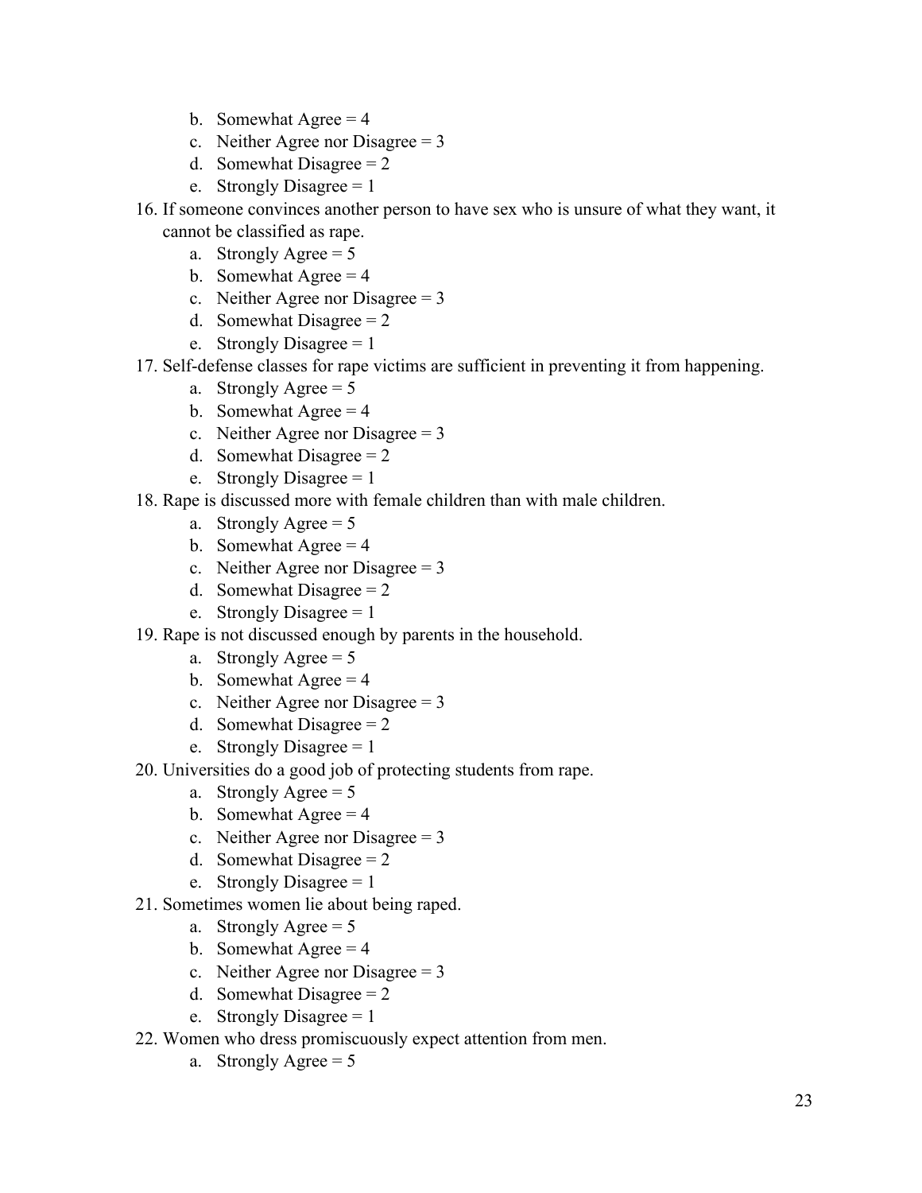b. Somewhat Agree = 4
   c. Neither Agree nor Disagree = 3
   d. Somewhat Disagree = 2
   e. Strongly Disagree = 1

16. If someone convinces another person to have sex who is unsure of what they want, it cannot be classified as rape.
   a. Strongly Agree = 5
   b. Somewhat Agree = 4
   c. Neither Agree nor Disagree = 3
   d. Somewhat Disagree = 2
   e. Strongly Disagree = 1
17. Self-defense classes for rape victims are sufficient in preventing it from happening.
   a. Strongly Agree = 5
   b. Somewhat Agree = 4
   c. Neither Agree nor Disagree = 3
   d. Somewhat Disagree = 2
   e. Strongly Disagree = 1
18. Rape is discussed more with female children than with male children.
   a. Strongly Agree = 5
   b. Somewhat Agree = 4
   c. Neither Agree nor Disagree = 3
   d. Somewhat Disagree = 2
   e. Strongly Disagree = 1
19. Rape is not discussed enough by parents in the household.
   a. Strongly Agree = 5
   b. Somewhat Agree = 4
   c. Neither Agree nor Disagree = 3
   d. Somewhat Disagree = 2
   e. Strongly Disagree = 1
20. Universities do a good job of protecting students from rape.
   a. Strongly Agree = 5
   b. Somewhat Agree = 4
   c. Neither Agree nor Disagree = 3
   d. Somewhat Disagree = 2
   e. Strongly Disagree = 1
21. Sometimes women lie about being raped.
   a. Strongly Agree = 5
   b. Somewhat Agree = 4
   c. Neither Agree nor Disagree = 3
   d. Somewhat Disagree = 2
   e. Strongly Disagree = 1
22. Women who dress promiscuously expect attention from men.
   a. Strongly Agree = 5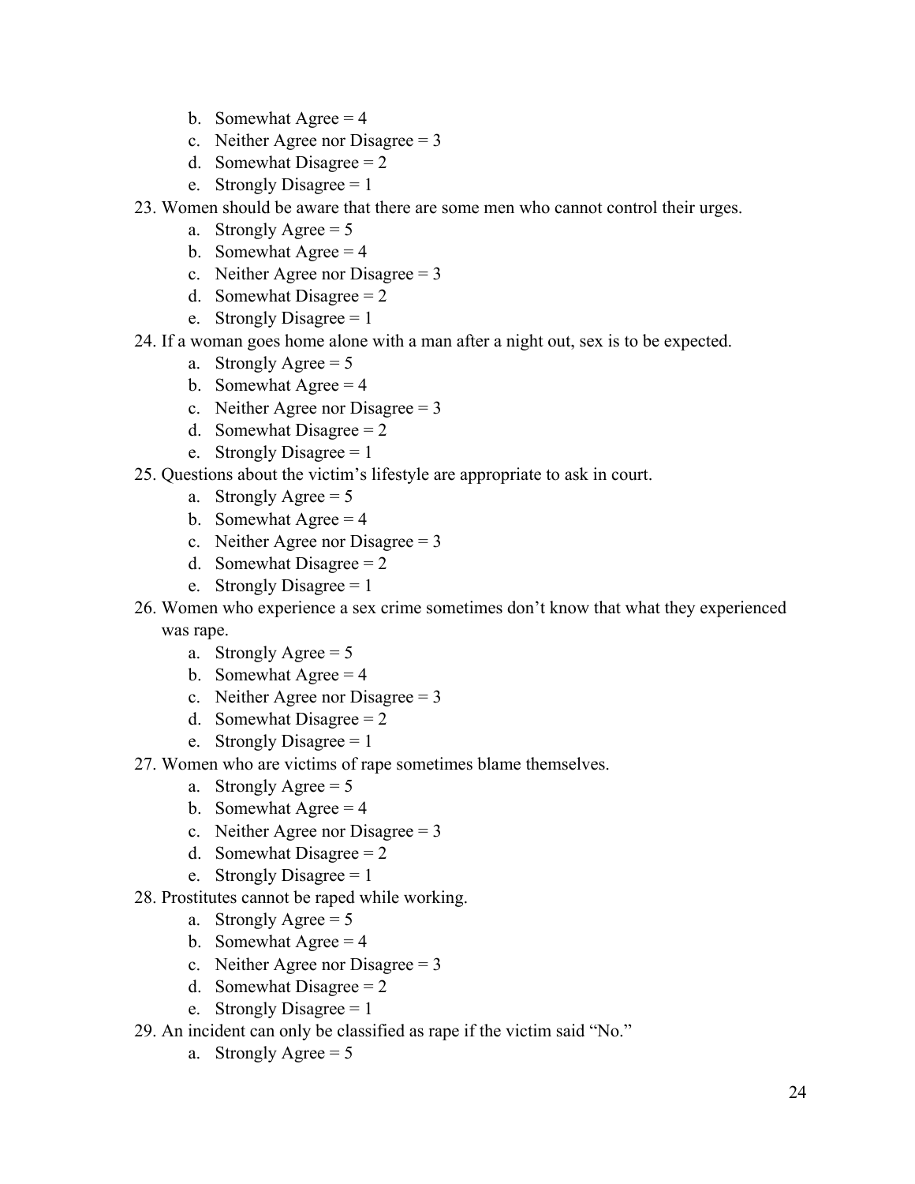b. Somewhat Agree = 4
  c. Neither Agree nor Disagree = 3
  d. Somewhat Disagree = 2
  e. Strongly Disagree = 1

23. Women should be aware that there are some men who cannot control their urges.
    a. Strongly Agree = 5
    b. Somewhat Agree = 4
    c. Neither Agree nor Disagree = 3
    d. Somewhat Disagree = 2
    e. Strongly Disagree = 1
24. If a woman goes home alone with a man after a night out, sex is to be expected.
    a. Strongly Agree = 5
    b. Somewhat Agree = 4
    c. Neither Agree nor Disagree = 3
    d. Somewhat Disagree = 2
    e. Strongly Disagree = 1
25. Questions about the victim's lifestyle are appropriate to ask in court.
    a. Strongly Agree = 5
    b. Somewhat Agree = 4
    c. Neither Agree nor Disagree = 3
    d. Somewhat Disagree = 2
    e. Strongly Disagree = 1
26. Women who experience a sex crime sometimes don't know that what they experienced was rape.
    a. Strongly Agree = 5
    b. Somewhat Agree = 4
    c. Neither Agree nor Disagree = 3
    d. Somewhat Disagree = 2
    e. Strongly Disagree = 1
27. Women who are victims of rape sometimes blame themselves.
    a. Strongly Agree = 5
    b. Somewhat Agree = 4
    c. Neither Agree nor Disagree = 3
    d. Somewhat Disagree = 2
    e. Strongly Disagree = 1
28. Prostitutes cannot be raped while working.
    a. Strongly Agree = 5
    b. Somewhat Agree = 4
    c. Neither Agree nor Disagree = 3
    d. Somewhat Disagree = 2
    e. Strongly Disagree = 1
29. An incident can only be classified as rape if the victim said "No."
    a. Strongly Agree = 5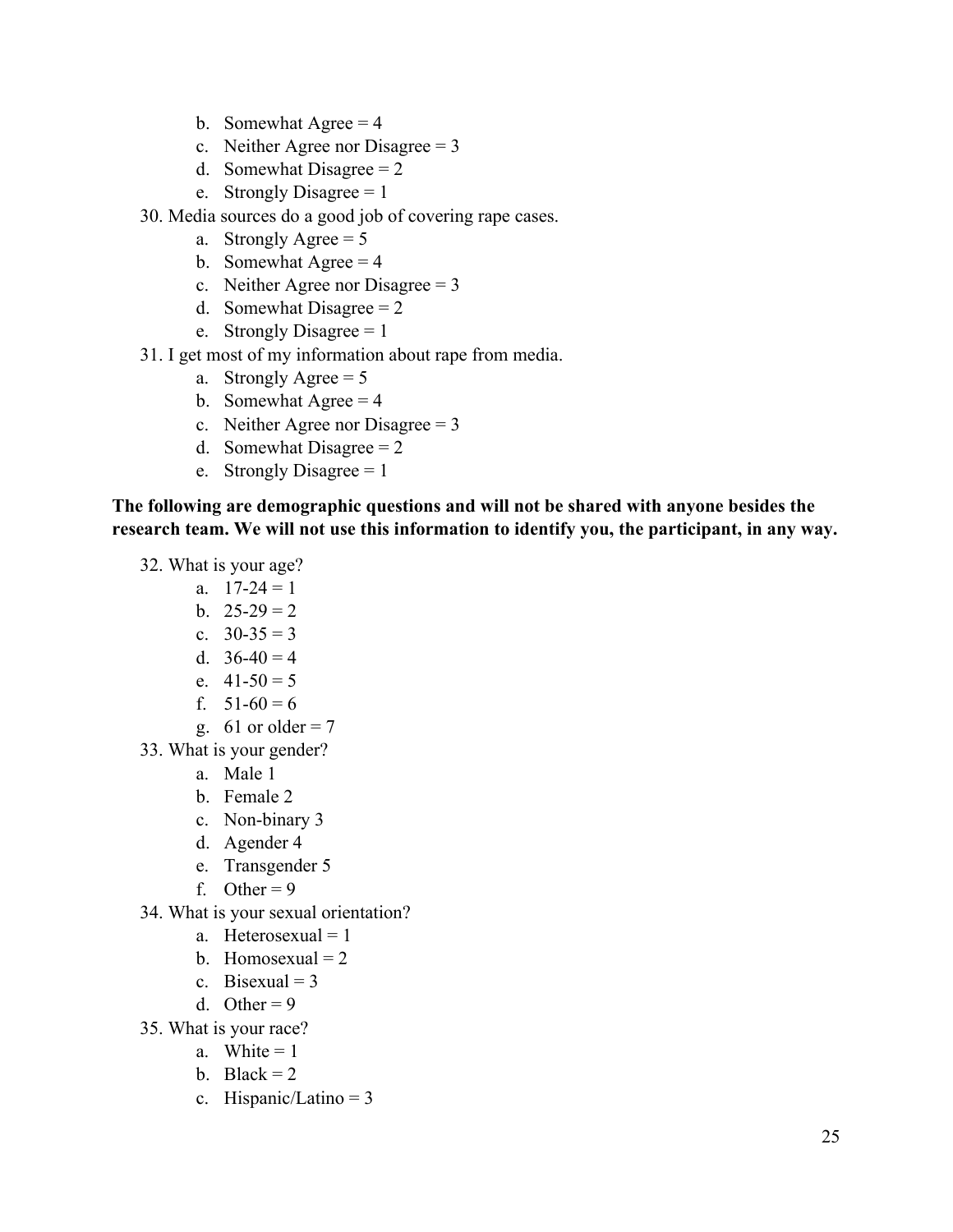b. Somewhat Agree = 4
   c. Neither Agree nor Disagree = 3
   d. Somewhat Disagree = 2
   e. Strongly Disagree = 1

30. Media sources do a good job of covering rape cases.
    a. Strongly Agree = 5
    b. Somewhat Agree = 4
    c. Neither Agree nor Disagree = 3
    d. Somewhat Disagree = 2
    e. Strongly Disagree = 1
31. I get most of my information about rape from media.
    a. Strongly Agree = 5
    b. Somewhat Agree = 4
    c. Neither Agree nor Disagree = 3
    d. Somewhat Disagree = 2
    e. Strongly Disagree = 1

**The following are demographic questions and will not be shared with anyone besides the research team. We will not use this information to identify you, the participant, in any way.**

32. What is your age?
    a. 17-24 = 1
    b. 25-29 = 2
    c. 30-35 = 3
    d. 36-40 = 4
    e. 41-50 = 5
    f. 51-60 = 6
    g. 61 or older = 7
33. What is your gender?
    a. Male 1
    b. Female 2
    c. Non-binary 3
    d. Agender 4
    e. Transgender 5
    f. Other = 9
34. What is your sexual orientation?
    a. Heterosexual = 1
    b. Homosexual = 2
    c. Bisexual = 3
    d. Other = 9
35. What is your race?
    a. White = 1
    b. Black = 2
    c. Hispanic/Latino = 3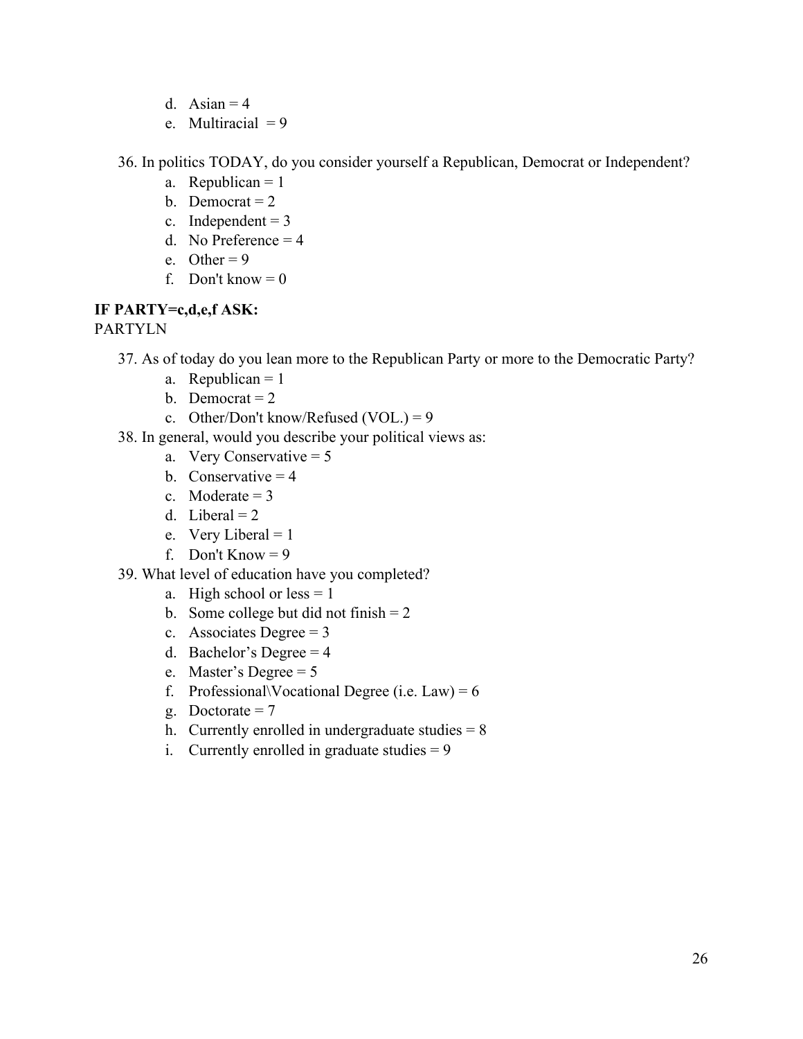d. Asian = 4
e. Multiracial  = 9

36. In politics TODAY, do you consider yourself a Republican, Democrat or Independent?
    a. Republican = 1
    b. Democrat = 2
    c. Independent = 3
    d. No Preference = 4
    e. Other = 9
    f. Don't know = 0

**IF PARTY=c,d,e,f ASK:**

PARTYLN

37. As of today do you lean more to the Republican Party or more to the Democratic Party?
    a. Republican = 1
    b. Democrat = 2
    c. Other/Don't know/Refused (VOL.) = 9
38. In general, would you describe your political views as:
    a. Very Conservative = 5
    b. Conservative = 4
    c. Moderate = 3
    d. Liberal = 2
    e. Very Liberal = 1
    f. Don't Know = 9
39. What level of education have you completed?
    a. High school or less = 1
    b. Some college but did not finish = 2
    c. Associates Degree = 3
    d. Bachelor's Degree = 4
    e. Master's Degree = 5
    f. Professional\Vocational Degree (i.e. Law) = 6
    g. Doctorate = 7
    h. Currently enrolled in undergraduate studies = 8
    i. Currently enrolled in graduate studies = 9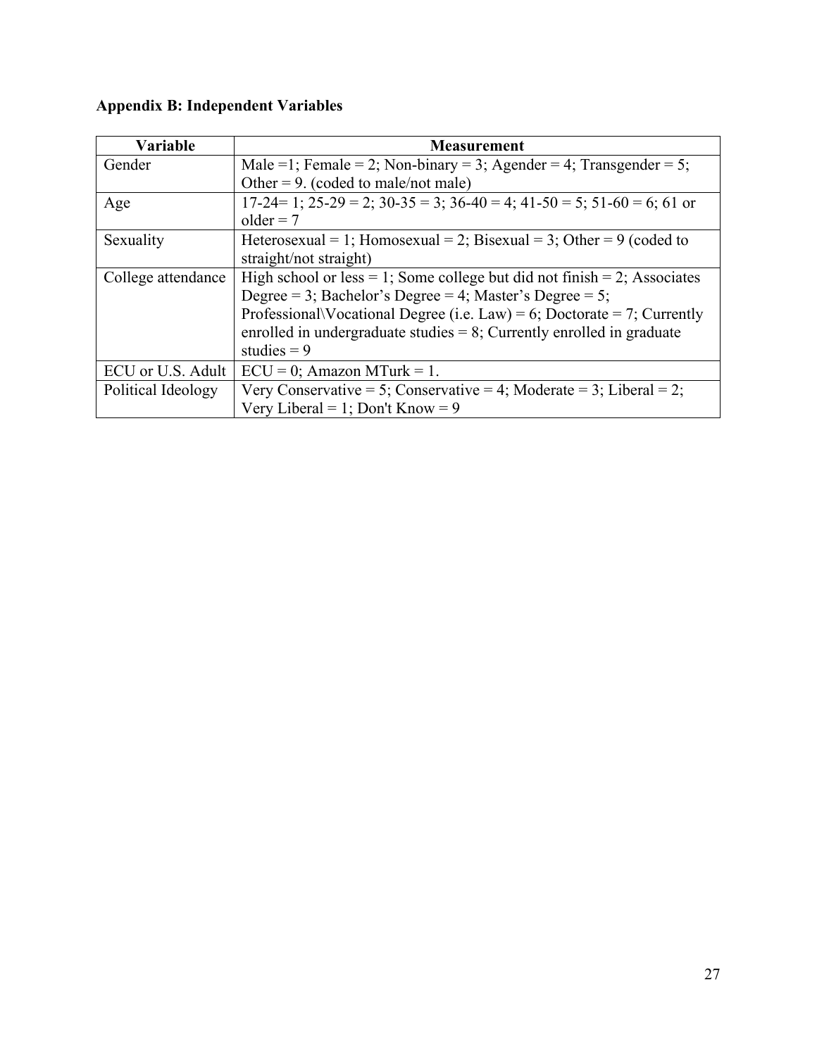**Appendix B: Independent Variables**

| Variable | Measurement |
|---|---|
| Gender | Male =1; Female = 2; Non-binary = 3; Agender = 4; Transgender = 5; Other = 9. (coded to male/not male) |
| Age | 17-24= 1; 25-29 = 2; 30-35 = 3; 36-40 = 4; 41-50 = 5; 51-60 = 6; 61 or older = 7 |
| Sexuality | Heterosexual = 1; Homosexual = 2; Bisexual = 3; Other = 9 (coded to straight/not straight) |
| College attendance | High school or less = 1; Some college but did not finish = 2; Associates Degree = 3; Bachelor's Degree = 4; Master's Degree = 5; Professional\Vocational Degree (i.e. Law) = 6; Doctorate = 7; Currently enrolled in undergraduate studies = 8; Currently enrolled in graduate studies = 9 |
| ECU or U.S. Adult | ECU = 0; Amazon MTurk = 1. |
| Political Ideology | Very Conservative = 5; Conservative = 4; Moderate = 3; Liberal = 2; Very Liberal = 1; Don't Know = 9 |